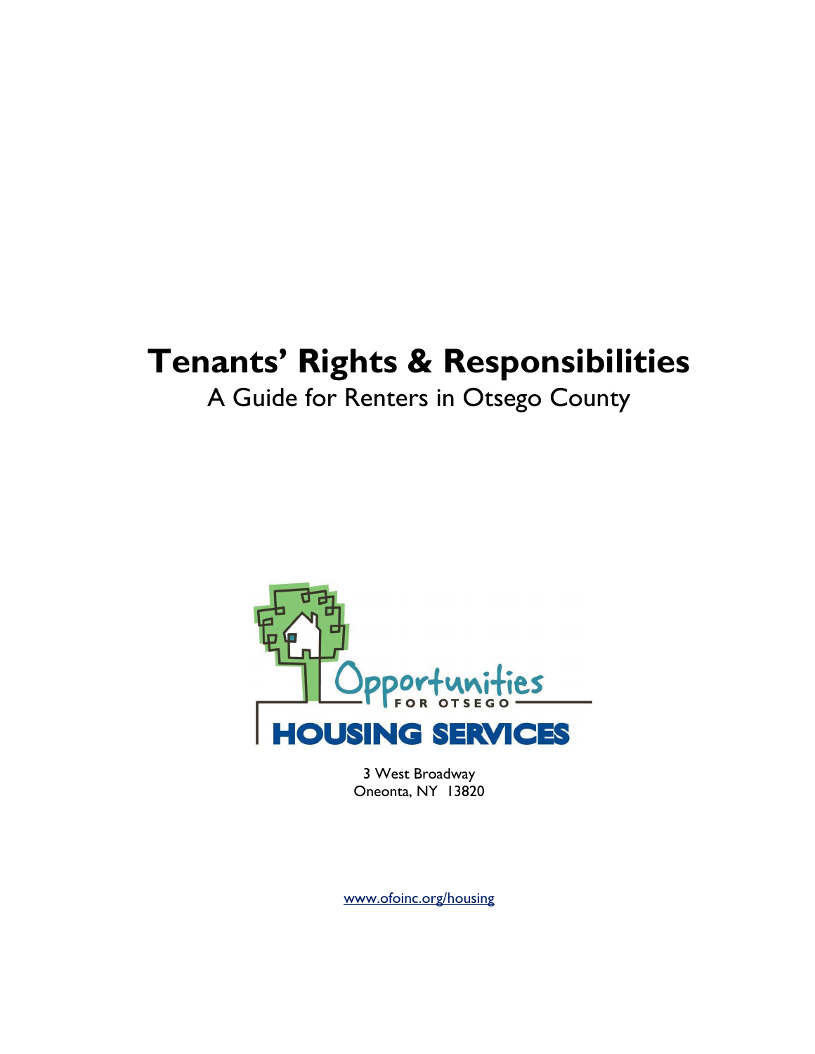# Tenants' Rights & Responsibilities

A Guide for Renters in Otsego County

Opportunities FOR OTSEGO

HOUSING SERVICES

3 West Broadway
Oneonta, NY 13820

www.ofoinc.org/housing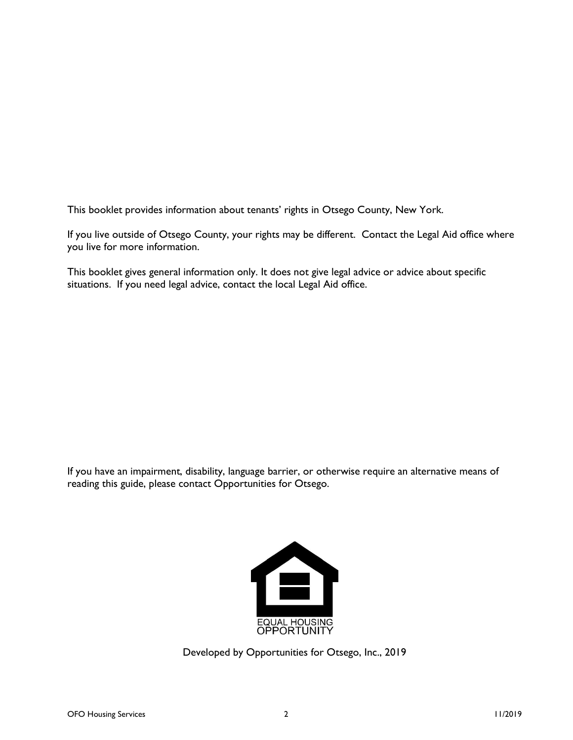This booklet provides information about tenants' rights in Otsego County, New York.

If you live outside of Otsego County, your rights may be different. Contact the Legal Aid office where you live for more information.

This booklet gives general information only. It does not give legal advice or advice about specific situations. If you need legal advice, contact the local Legal Aid office.

If you have an impairment, disability, language barrier, or otherwise require an alternative means of reading this guide, please contact Opportunities for Otsego.

EQUAL HOUSING OPPORTUNITY

Developed by Opportunities for Otsego, Inc., 2019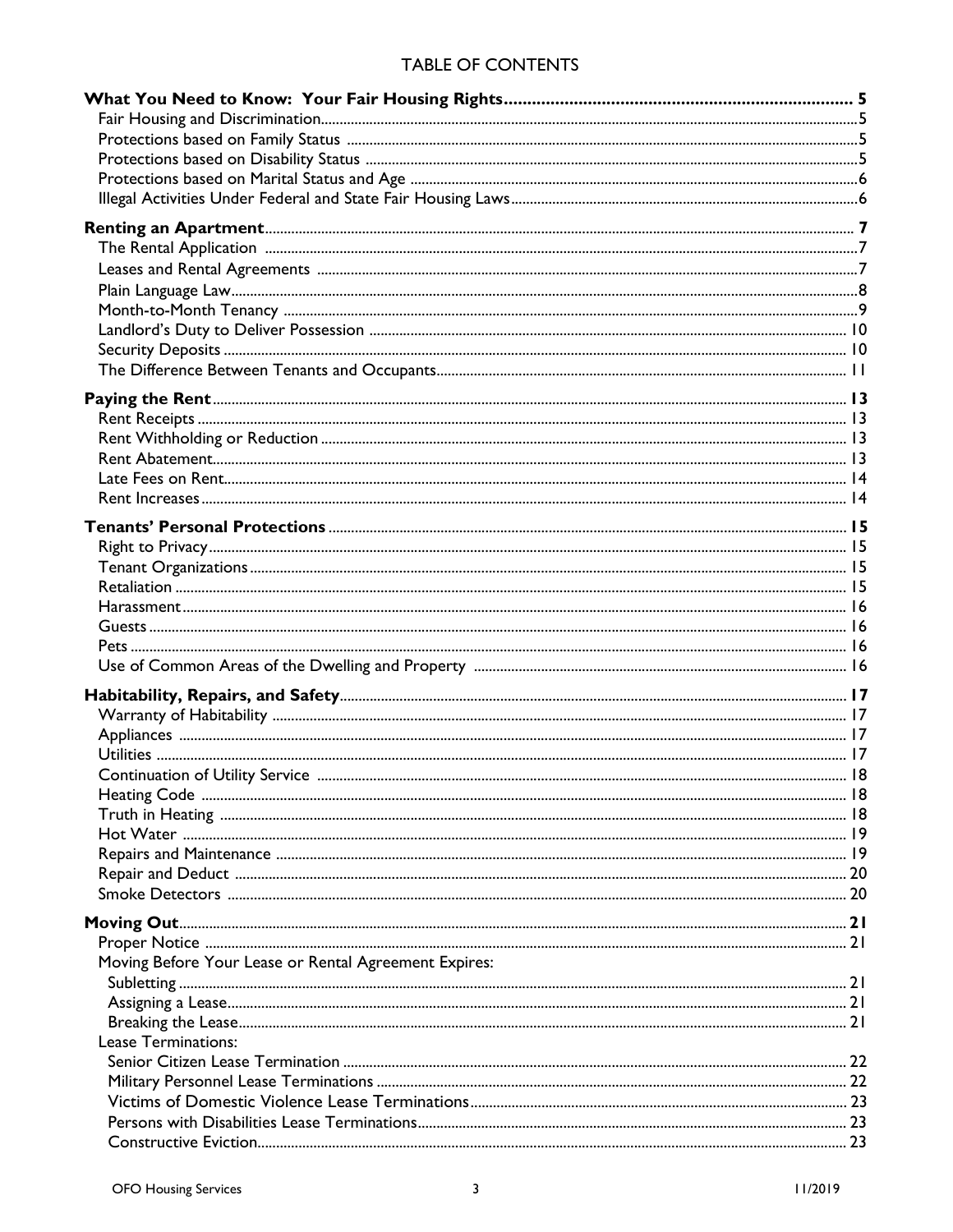# TABLE OF CONTENTS

**What You Need to Know: Your Fair Housing Rights** .......... **5**
- Fair Housing and Discrimination .......... 5
- Protections based on Family Status .......... 5
- Protections based on Disability Status .......... 5
- Protections based on Marital Status and Age .......... 6
- Illegal Activities Under Federal and State Fair Housing Laws .......... 6

**Renting an Apartment** .......... **7**
- The Rental Application .......... 7
- Leases and Rental Agreements .......... 7
- Plain Language Law .......... 8
- Month-to-Month Tenancy .......... 9
- Landlord's Duty to Deliver Possession .......... 10
- Security Deposits .......... 10
- The Difference Between Tenants and Occupants .......... 11

**Paying the Rent** .......... **13**
- Rent Receipts .......... 13
- Rent Withholding or Reduction .......... 13
- Rent Abatement .......... 13
- Late Fees on Rent .......... 14
- Rent Increases .......... 14

**Tenants' Personal Protections** .......... **15**
- Right to Privacy .......... 15
- Tenant Organizations .......... 15
- Retaliation .......... 15
- Harassment .......... 16
- Guests .......... 16
- Pets .......... 16
- Use of Common Areas of the Dwelling and Property .......... 16

**Habitability, Repairs, and Safety** .......... **17**
- Warranty of Habitability .......... 17
- Appliances .......... 17
- Utilities .......... 17
- Continuation of Utility Service .......... 18
- Heating Code .......... 18
- Truth in Heating .......... 18
- Hot Water .......... 19
- Repairs and Maintenance .......... 19
- Repair and Deduct .......... 20
- Smoke Detectors .......... 20

**Moving Out** .......... **21**
- Proper Notice .......... 21
- Moving Before Your Lease or Rental Agreement Expires:
  - Subletting .......... 21
  - Assigning a Lease .......... 21
  - Breaking the Lease .......... 21
- Lease Terminations:
  - Senior Citizen Lease Termination .......... 22
  - Military Personnel Lease Terminations .......... 22
  - Victims of Domestic Violence Lease Terminations .......... 23
  - Persons with Disabilities Lease Terminations .......... 23
  - Constructive Eviction .......... 23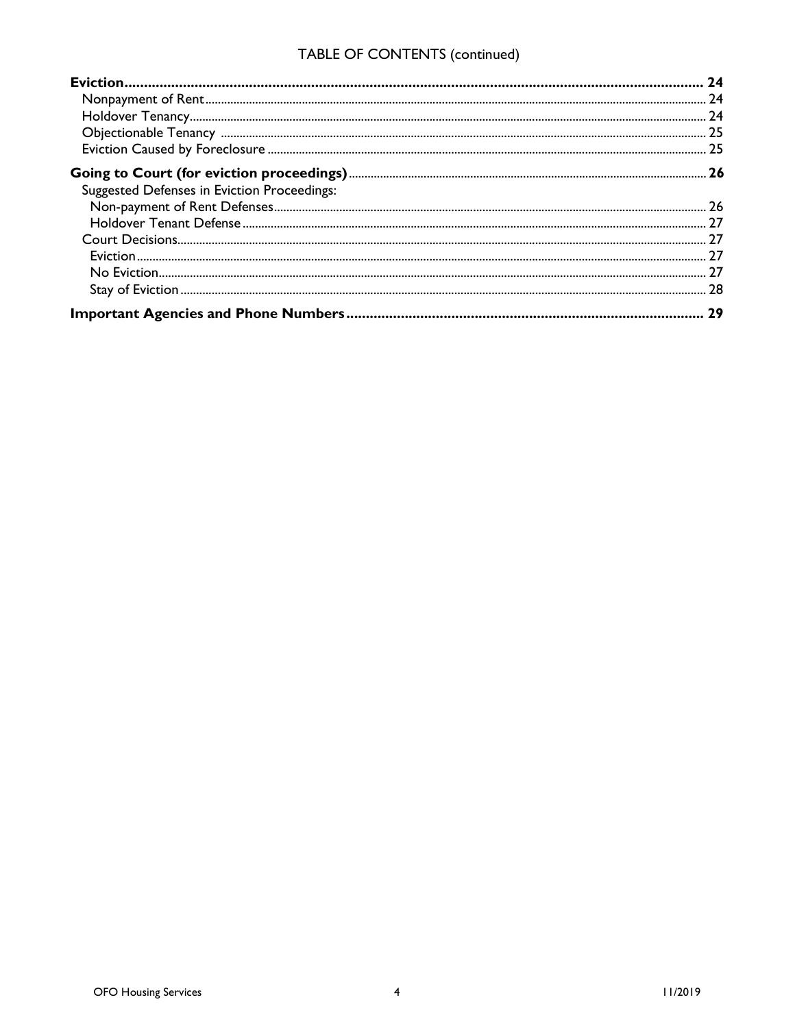TABLE OF CONTENTS (continued)

| | |
|---|---|
| **Eviction** | **24** |
| Nonpayment of Rent | 24 |
| Holdover Tenancy | 24 |
| Objectionable Tenancy | 25 |
| Eviction Caused by Foreclosure | 25 |
| **Going to Court (for eviction proceedings)** | **26** |
| Suggested Defenses in Eviction Proceedings: | |
| Non-payment of Rent Defenses | 26 |
| Holdover Tenant Defense | 27 |
| Court Decisions | 27 |
| Eviction | 27 |
| No Eviction | 27 |
| Stay of Eviction | 28 |
| **Important Agencies and Phone Numbers** | **29** |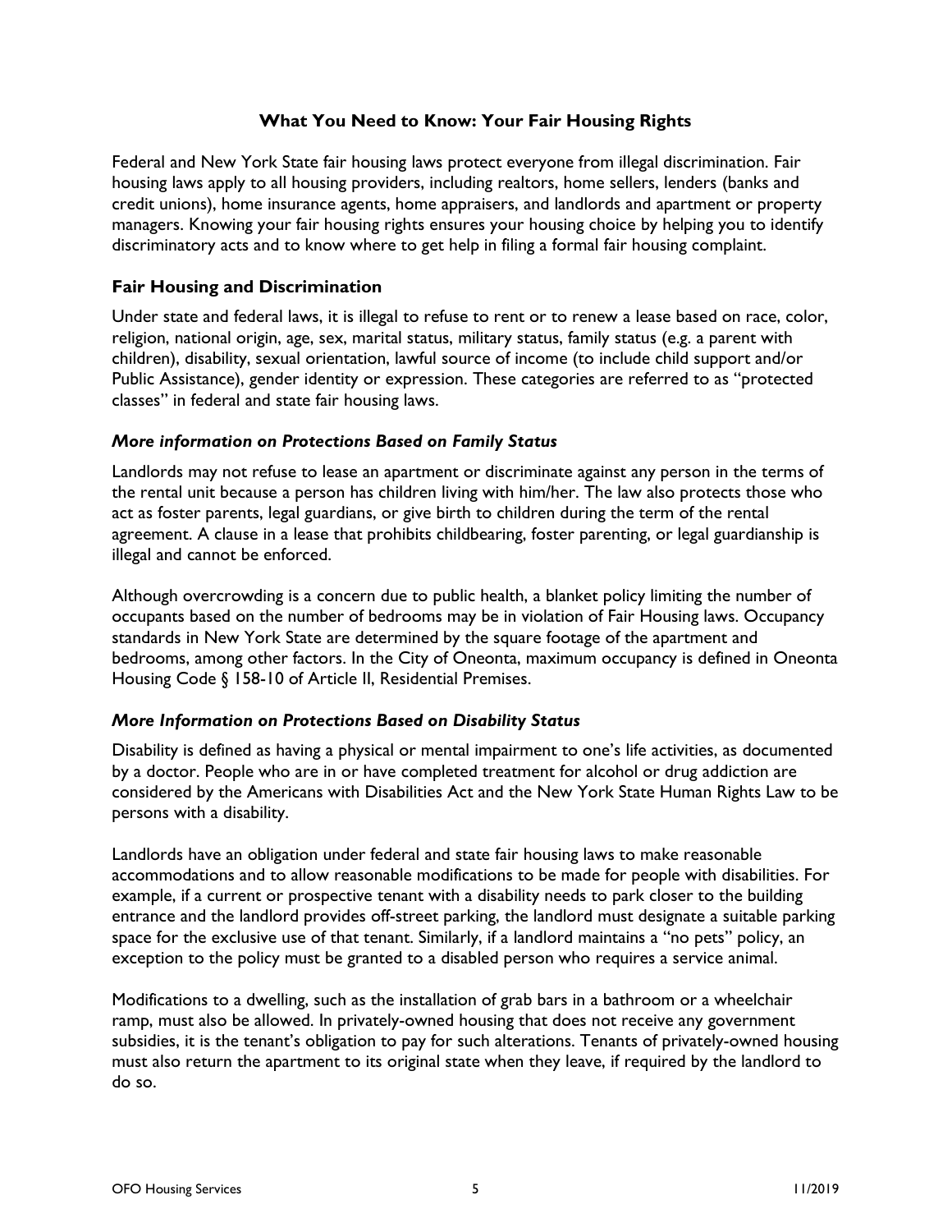## What You Need to Know: Your Fair Housing Rights

Federal and New York State fair housing laws protect everyone from illegal discrimination. Fair housing laws apply to all housing providers, including realtors, home sellers, lenders (banks and credit unions), home insurance agents, home appraisers, and landlords and apartment or property managers. Knowing your fair housing rights ensures your housing choice by helping you to identify discriminatory acts and to know where to get help in filing a formal fair housing complaint.

### Fair Housing and Discrimination

Under state and federal laws, it is illegal to refuse to rent or to renew a lease based on race, color, religion, national origin, age, sex, marital status, military status, family status (e.g. a parent with children), disability, sexual orientation, lawful source of income (to include child support and/or Public Assistance), gender identity or expression. These categories are referred to as "protected classes" in federal and state fair housing laws.

#### *More information on Protections Based on Family Status*

Landlords may not refuse to lease an apartment or discriminate against any person in the terms of the rental unit because a person has children living with him/her. The law also protects those who act as foster parents, legal guardians, or give birth to children during the term of the rental agreement. A clause in a lease that prohibits childbearing, foster parenting, or legal guardianship is illegal and cannot be enforced.

Although overcrowding is a concern due to public health, a blanket policy limiting the number of occupants based on the number of bedrooms may be in violation of Fair Housing laws. Occupancy standards in New York State are determined by the square footage of the apartment and bedrooms, among other factors. In the City of Oneonta, maximum occupancy is defined in Oneonta Housing Code § 158-10 of Article II, Residential Premises.

#### *More Information on Protections Based on Disability Status*

Disability is defined as having a physical or mental impairment to one's life activities, as documented by a doctor. People who are in or have completed treatment for alcohol or drug addiction are considered by the Americans with Disabilities Act and the New York State Human Rights Law to be persons with a disability.

Landlords have an obligation under federal and state fair housing laws to make reasonable accommodations and to allow reasonable modifications to be made for people with disabilities. For example, if a current or prospective tenant with a disability needs to park closer to the building entrance and the landlord provides off-street parking, the landlord must designate a suitable parking space for the exclusive use of that tenant. Similarly, if a landlord maintains a "no pets" policy, an exception to the policy must be granted to a disabled person who requires a service animal.

Modifications to a dwelling, such as the installation of grab bars in a bathroom or a wheelchair ramp, must also be allowed. In privately-owned housing that does not receive any government subsidies, it is the tenant's obligation to pay for such alterations. Tenants of privately-owned housing must also return the apartment to its original state when they leave, if required by the landlord to do so.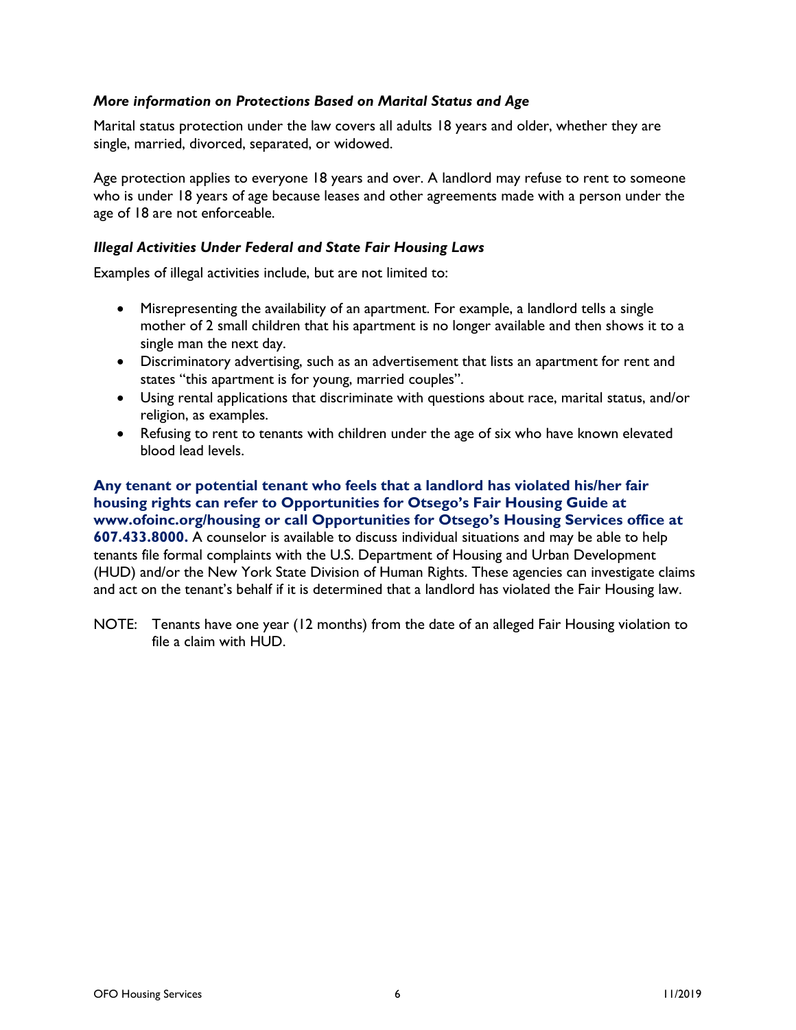### *More information on Protections Based on Marital Status and Age*

Marital status protection under the law covers all adults 18 years and older, whether they are single, married, divorced, separated, or widowed.

Age protection applies to everyone 18 years and over. A landlord may refuse to rent to someone who is under 18 years of age because leases and other agreements made with a person under the age of 18 are not enforceable.

### *Illegal Activities Under Federal and State Fair Housing Laws*

Examples of illegal activities include, but are not limited to:

- Misrepresenting the availability of an apartment. For example, a landlord tells a single mother of 2 small children that his apartment is no longer available and then shows it to a single man the next day.
- Discriminatory advertising, such as an advertisement that lists an apartment for rent and states "this apartment is for young, married couples".
- Using rental applications that discriminate with questions about race, marital status, and/or religion, as examples.
- Refusing to rent to tenants with children under the age of six who have known elevated blood lead levels.

**Any tenant or potential tenant who feels that a landlord has violated his/her fair housing rights can refer to Opportunities for Otsego's Fair Housing Guide at www.ofoinc.org/housing or call Opportunities for Otsego's Housing Services office at 607.433.8000.** A counselor is available to discuss individual situations and may be able to help tenants file formal complaints with the U.S. Department of Housing and Urban Development (HUD) and/or the New York State Division of Human Rights. These agencies can investigate claims and act on the tenant's behalf if it is determined that a landlord has violated the Fair Housing law.

NOTE: Tenants have one year (12 months) from the date of an alleged Fair Housing violation to file a claim with HUD.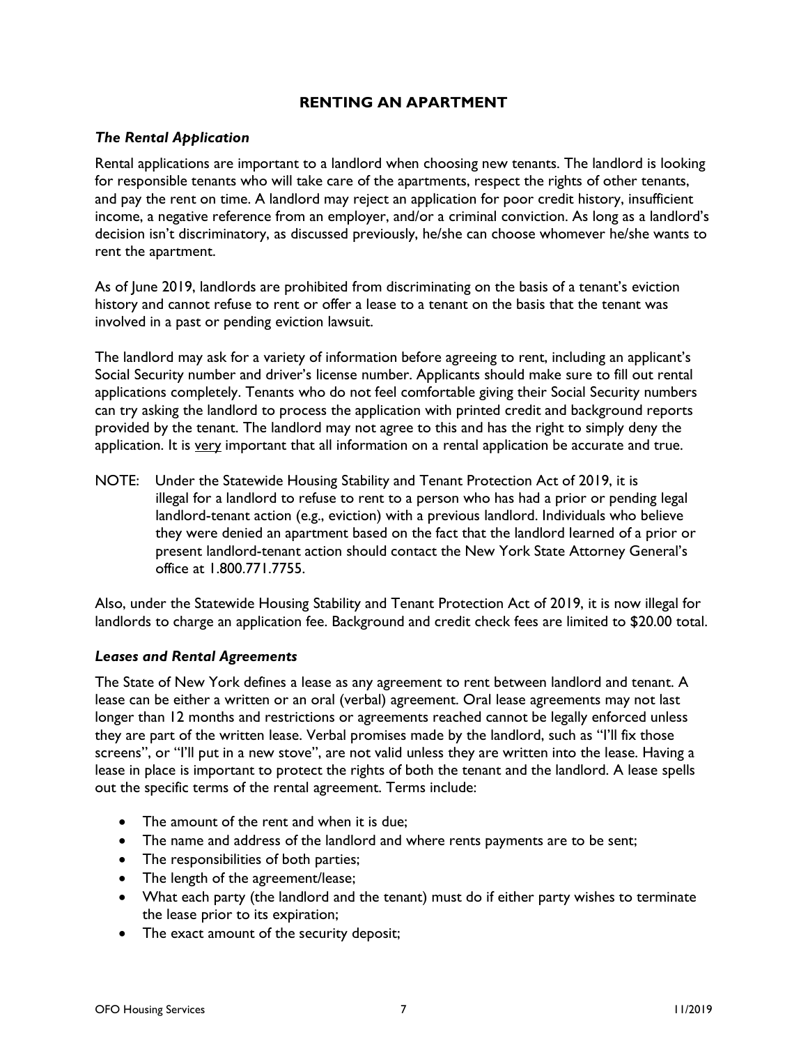# RENTING AN APARTMENT

### *The Rental Application*

Rental applications are important to a landlord when choosing new tenants. The landlord is looking for responsible tenants who will take care of the apartments, respect the rights of other tenants, and pay the rent on time. A landlord may reject an application for poor credit history, insufficient income, a negative reference from an employer, and/or a criminal conviction. As long as a landlord's decision isn't discriminatory, as discussed previously, he/she can choose whomever he/she wants to rent the apartment.

As of June 2019, landlords are prohibited from discriminating on the basis of a tenant's eviction history and cannot refuse to rent or offer a lease to a tenant on the basis that the tenant was involved in a past or pending eviction lawsuit.

The landlord may ask for a variety of information before agreeing to rent, including an applicant's Social Security number and driver's license number. Applicants should make sure to fill out rental applications completely. Tenants who do not feel comfortable giving their Social Security numbers can try asking the landlord to process the application with printed credit and background reports provided by the tenant. The landlord may not agree to this and has the right to simply deny the application. It is <u>very</u> important that all information on a rental application be accurate and true.

NOTE: Under the Statewide Housing Stability and Tenant Protection Act of 2019, it is illegal for a landlord to refuse to rent to a person who has had a prior or pending legal landlord-tenant action (e.g., eviction) with a previous landlord. Individuals who believe they were denied an apartment based on the fact that the landlord learned of a prior or present landlord-tenant action should contact the New York State Attorney General's office at 1.800.771.7755.

Also, under the Statewide Housing Stability and Tenant Protection Act of 2019, it is now illegal for landlords to charge an application fee. Background and credit check fees are limited to $20.00 total.

### *Leases and Rental Agreements*

The State of New York defines a lease as any agreement to rent between landlord and tenant. A lease can be either a written or an oral (verbal) agreement. Oral lease agreements may not last longer than 12 months and restrictions or agreements reached cannot be legally enforced unless they are part of the written lease. Verbal promises made by the landlord, such as "I'll fix those screens", or "I'll put in a new stove", are not valid unless they are written into the lease. Having a lease in place is important to protect the rights of both the tenant and the landlord. A lease spells out the specific terms of the rental agreement. Terms include:

- The amount of the rent and when it is due;
- The name and address of the landlord and where rents payments are to be sent;
- The responsibilities of both parties;
- The length of the agreement/lease;
- What each party (the landlord and the tenant) must do if either party wishes to terminate the lease prior to its expiration;
- The exact amount of the security deposit;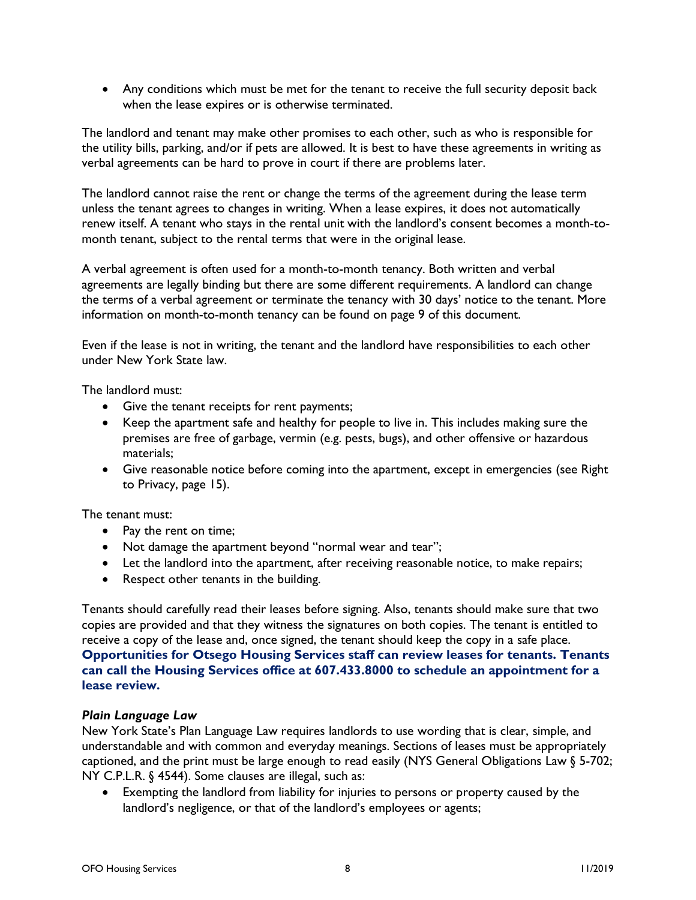- Any conditions which must be met for the tenant to receive the full security deposit back when the lease expires or is otherwise terminated.

The landlord and tenant may make other promises to each other, such as who is responsible for the utility bills, parking, and/or if pets are allowed. It is best to have these agreements in writing as verbal agreements can be hard to prove in court if there are problems later.

The landlord cannot raise the rent or change the terms of the agreement during the lease term unless the tenant agrees to changes in writing. When a lease expires, it does not automatically renew itself. A tenant who stays in the rental unit with the landlord's consent becomes a month-to-month tenant, subject to the rental terms that were in the original lease.

A verbal agreement is often used for a month-to-month tenancy. Both written and verbal agreements are legally binding but there are some different requirements. A landlord can change the terms of a verbal agreement or terminate the tenancy with 30 days' notice to the tenant. More information on month-to-month tenancy can be found on page 9 of this document.

Even if the lease is not in writing, the tenant and the landlord have responsibilities to each other under New York State law.

The landlord must:

- Give the tenant receipts for rent payments;
- Keep the apartment safe and healthy for people to live in. This includes making sure the premises are free of garbage, vermin (e.g. pests, bugs), and other offensive or hazardous materials;
- Give reasonable notice before coming into the apartment, except in emergencies (see Right to Privacy, page 15).

The tenant must:

- Pay the rent on time;
- Not damage the apartment beyond "normal wear and tear";
- Let the landlord into the apartment, after receiving reasonable notice, to make repairs;
- Respect other tenants in the building.

Tenants should carefully read their leases before signing. Also, tenants should make sure that two copies are provided and that they witness the signatures on both copies. The tenant is entitled to receive a copy of the lease and, once signed, the tenant should keep the copy in a safe place. **Opportunities for Otsego Housing Services staff can review leases for tenants. Tenants can call the Housing Services office at 607.433.8000 to schedule an appointment for a lease review.**

***Plain Language Law***

New York State's Plan Language Law requires landlords to use wording that is clear, simple, and understandable and with common and everyday meanings. Sections of leases must be appropriately captioned, and the print must be large enough to read easily (NYS General Obligations Law § 5-702; NY C.P.L.R. § 4544). Some clauses are illegal, such as:

- Exempting the landlord from liability for injuries to persons or property caused by the landlord's negligence, or that of the landlord's employees or agents;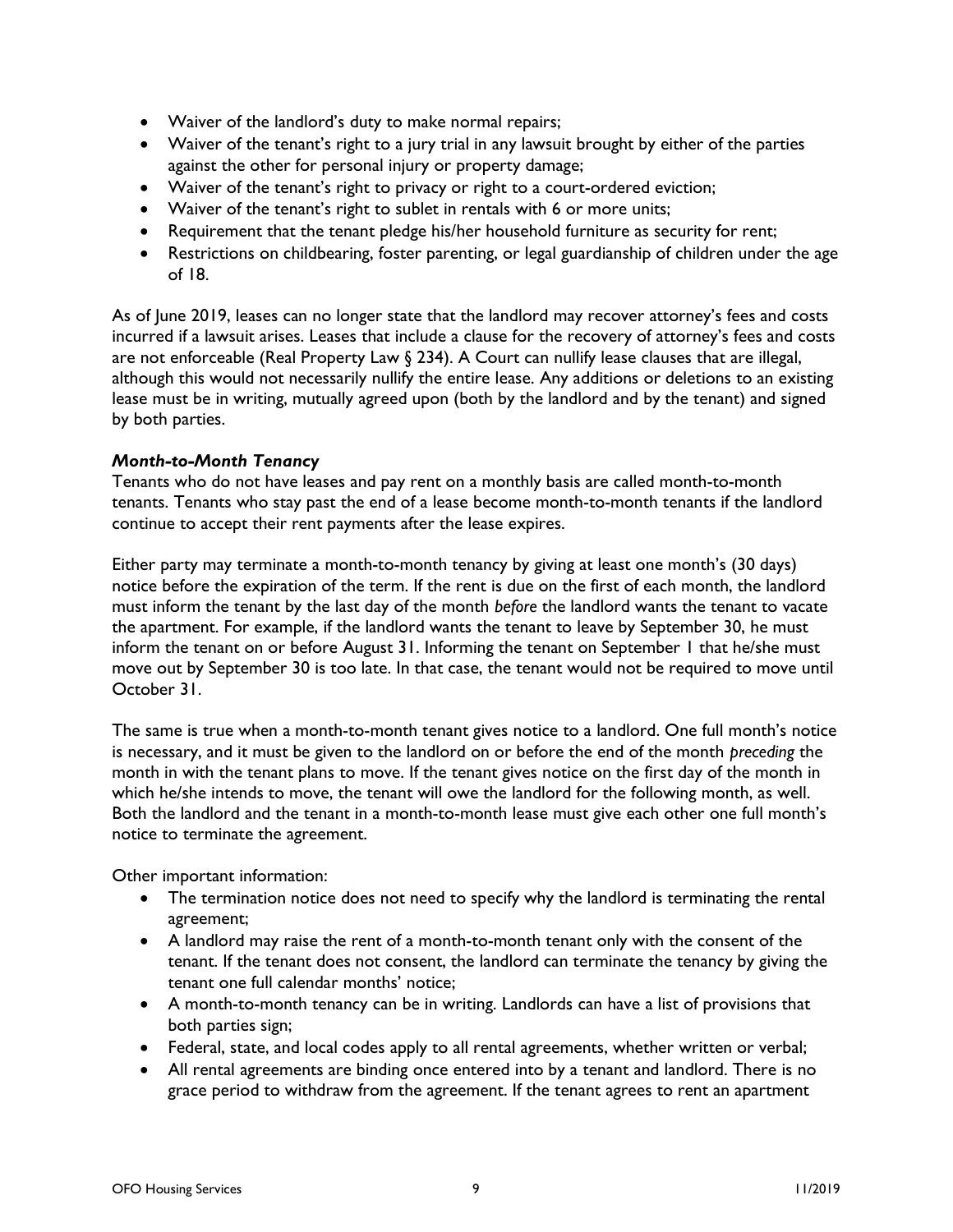- Waiver of the landlord's duty to make normal repairs;
- Waiver of the tenant's right to a jury trial in any lawsuit brought by either of the parties against the other for personal injury or property damage;
- Waiver of the tenant's right to privacy or right to a court-ordered eviction;
- Waiver of the tenant's right to sublet in rentals with 6 or more units;
- Requirement that the tenant pledge his/her household furniture as security for rent;
- Restrictions on childbearing, foster parenting, or legal guardianship of children under the age of 18.

As of June 2019, leases can no longer state that the landlord may recover attorney's fees and costs incurred if a lawsuit arises. Leases that include a clause for the recovery of attorney's fees and costs are not enforceable (Real Property Law § 234). A Court can nullify lease clauses that are illegal, although this would not necessarily nullify the entire lease. Any additions or deletions to an existing lease must be in writing, mutually agreed upon (both by the landlord and by the tenant) and signed by both parties.

### *Month-to-Month Tenancy*

Tenants who do not have leases and pay rent on a monthly basis are called month-to-month tenants. Tenants who stay past the end of a lease become month-to-month tenants if the landlord continue to accept their rent payments after the lease expires.

Either party may terminate a month-to-month tenancy by giving at least one month's (30 days) notice before the expiration of the term. If the rent is due on the first of each month, the landlord must inform the tenant by the last day of the month *before* the landlord wants the tenant to vacate the apartment. For example, if the landlord wants the tenant to leave by September 30, he must inform the tenant on or before August 31. Informing the tenant on September 1 that he/she must move out by September 30 is too late. In that case, the tenant would not be required to move until October 31.

The same is true when a month-to-month tenant gives notice to a landlord. One full month's notice is necessary, and it must be given to the landlord on or before the end of the month *preceding* the month in with the tenant plans to move. If the tenant gives notice on the first day of the month in which he/she intends to move, the tenant will owe the landlord for the following month, as well. Both the landlord and the tenant in a month-to-month lease must give each other one full month's notice to terminate the agreement.

Other important information:

- The termination notice does not need to specify why the landlord is terminating the rental agreement;
- A landlord may raise the rent of a month-to-month tenant only with the consent of the tenant. If the tenant does not consent, the landlord can terminate the tenancy by giving the tenant one full calendar months' notice;
- A month-to-month tenancy can be in writing. Landlords can have a list of provisions that both parties sign;
- Federal, state, and local codes apply to all rental agreements, whether written or verbal;
- All rental agreements are binding once entered into by a tenant and landlord. There is no grace period to withdraw from the agreement. If the tenant agrees to rent an apartment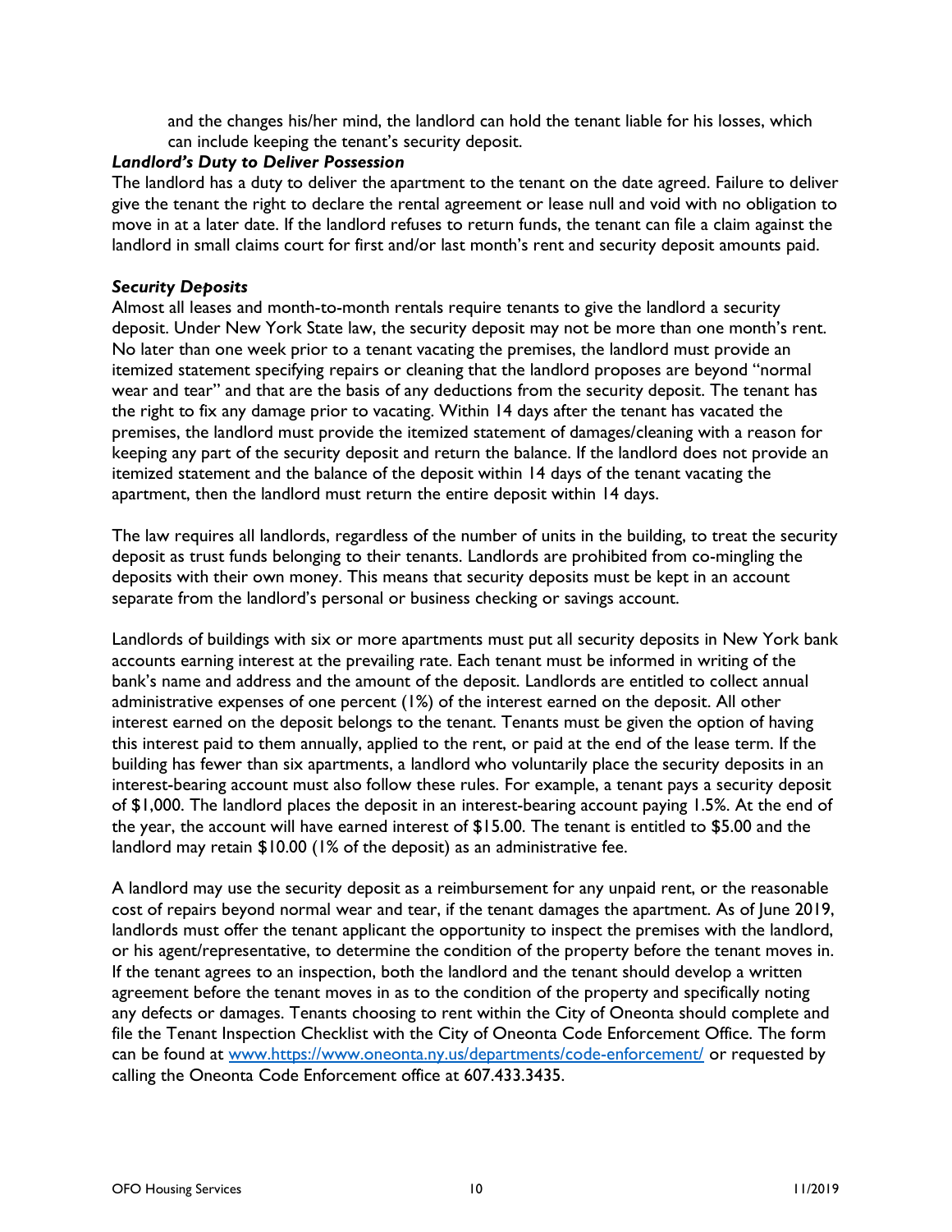and the changes his/her mind, the landlord can hold the tenant liable for his losses, which can include keeping the tenant's security deposit.

***Landlord's Duty to Deliver Possession***

The landlord has a duty to deliver the apartment to the tenant on the date agreed. Failure to deliver give the tenant the right to declare the rental agreement or lease null and void with no obligation to move in at a later date. If the landlord refuses to return funds, the tenant can file a claim against the landlord in small claims court for first and/or last month's rent and security deposit amounts paid.

***Security Deposits***

Almost all leases and month-to-month rentals require tenants to give the landlord a security deposit. Under New York State law, the security deposit may not be more than one month's rent. No later than one week prior to a tenant vacating the premises, the landlord must provide an itemized statement specifying repairs or cleaning that the landlord proposes are beyond "normal wear and tear" and that are the basis of any deductions from the security deposit. The tenant has the right to fix any damage prior to vacating. Within 14 days after the tenant has vacated the premises, the landlord must provide the itemized statement of damages/cleaning with a reason for keeping any part of the security deposit and return the balance. If the landlord does not provide an itemized statement and the balance of the deposit within 14 days of the tenant vacating the apartment, then the landlord must return the entire deposit within 14 days.

The law requires all landlords, regardless of the number of units in the building, to treat the security deposit as trust funds belonging to their tenants. Landlords are prohibited from co-mingling the deposits with their own money. This means that security deposits must be kept in an account separate from the landlord's personal or business checking or savings account.

Landlords of buildings with six or more apartments must put all security deposits in New York bank accounts earning interest at the prevailing rate. Each tenant must be informed in writing of the bank's name and address and the amount of the deposit. Landlords are entitled to collect annual administrative expenses of one percent (1%) of the interest earned on the deposit. All other interest earned on the deposit belongs to the tenant. Tenants must be given the option of having this interest paid to them annually, applied to the rent, or paid at the end of the lease term. If the building has fewer than six apartments, a landlord who voluntarily place the security deposits in an interest-bearing account must also follow these rules. For example, a tenant pays a security deposit of $1,000. The landlord places the deposit in an interest-bearing account paying 1.5%. At the end of the year, the account will have earned interest of $15.00. The tenant is entitled to $5.00 and the landlord may retain $10.00 (1% of the deposit) as an administrative fee.

A landlord may use the security deposit as a reimbursement for any unpaid rent, or the reasonable cost of repairs beyond normal wear and tear, if the tenant damages the apartment. As of June 2019, landlords must offer the tenant applicant the opportunity to inspect the premises with the landlord, or his agent/representative, to determine the condition of the property before the tenant moves in. If the tenant agrees to an inspection, both the landlord and the tenant should develop a written agreement before the tenant moves in as to the condition of the property and specifically noting any defects or damages. Tenants choosing to rent within the City of Oneonta should complete and file the Tenant Inspection Checklist with the City of Oneonta Code Enforcement Office. The form can be found at [www.https://www.oneonta.ny.us/departments/code-enforcement/](www.https://www.oneonta.ny.us/departments/code-enforcement/) or requested by calling the Oneonta Code Enforcement office at 607.433.3435.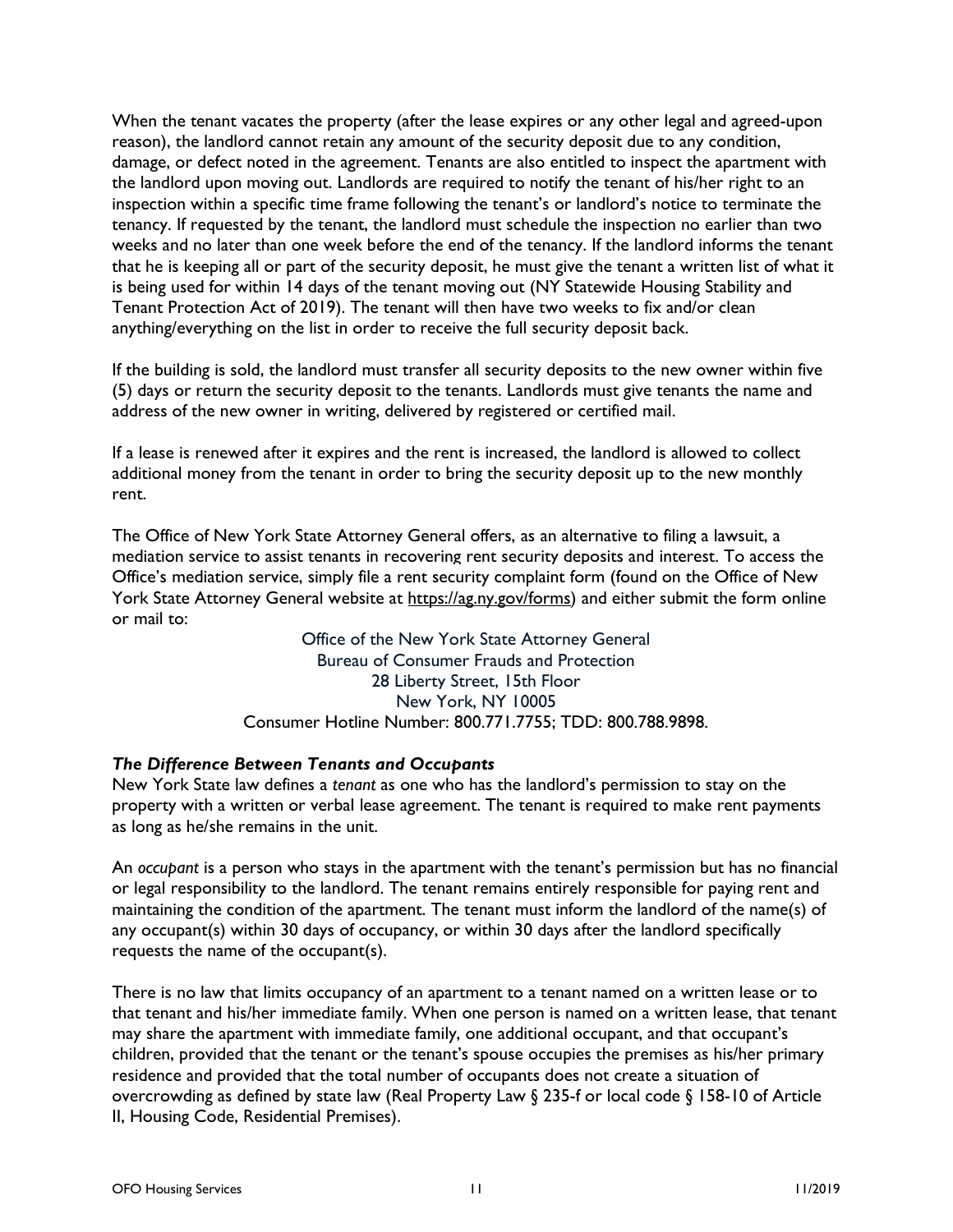When the tenant vacates the property (after the lease expires or any other legal and agreed-upon reason), the landlord cannot retain any amount of the security deposit due to any condition, damage, or defect noted in the agreement. Tenants are also entitled to inspect the apartment with the landlord upon moving out. Landlords are required to notify the tenant of his/her right to an inspection within a specific time frame following the tenant's or landlord's notice to terminate the tenancy. If requested by the tenant, the landlord must schedule the inspection no earlier than two weeks and no later than one week before the end of the tenancy. If the landlord informs the tenant that he is keeping all or part of the security deposit, he must give the tenant a written list of what it is being used for within 14 days of the tenant moving out (NY Statewide Housing Stability and Tenant Protection Act of 2019). The tenant will then have two weeks to fix and/or clean anything/everything on the list in order to receive the full security deposit back.

If the building is sold, the landlord must transfer all security deposits to the new owner within five (5) days or return the security deposit to the tenants. Landlords must give tenants the name and address of the new owner in writing, delivered by registered or certified mail.

If a lease is renewed after it expires and the rent is increased, the landlord is allowed to collect additional money from the tenant in order to bring the security deposit up to the new monthly rent.

The Office of New York State Attorney General offers, as an alternative to filing a lawsuit, a mediation service to assist tenants in recovering rent security deposits and interest. To access the Office's mediation service, simply file a rent security complaint form (found on the Office of New York State Attorney General website at https://ag.ny.gov/forms) and either submit the form online or mail to:

Office of the New York State Attorney General
Bureau of Consumer Frauds and Protection
28 Liberty Street, 15th Floor
New York, NY 10005
Consumer Hotline Number: 800.771.7755; TDD: 800.788.9898.

### *The Difference Between Tenants and Occupants*

New York State law defines a *tenant* as one who has the landlord's permission to stay on the property with a written or verbal lease agreement. The tenant is required to make rent payments as long as he/she remains in the unit.

An *occupant* is a person who stays in the apartment with the tenant's permission but has no financial or legal responsibility to the landlord. The tenant remains entirely responsible for paying rent and maintaining the condition of the apartment. The tenant must inform the landlord of the name(s) of any occupant(s) within 30 days of occupancy, or within 30 days after the landlord specifically requests the name of the occupant(s).

There is no law that limits occupancy of an apartment to a tenant named on a written lease or to that tenant and his/her immediate family. When one person is named on a written lease, that tenant may share the apartment with immediate family, one additional occupant, and that occupant's children, provided that the tenant or the tenant's spouse occupies the premises as his/her primary residence and provided that the total number of occupants does not create a situation of overcrowding as defined by state law (Real Property Law § 235-f or local code § 158-10 of Article II, Housing Code, Residential Premises).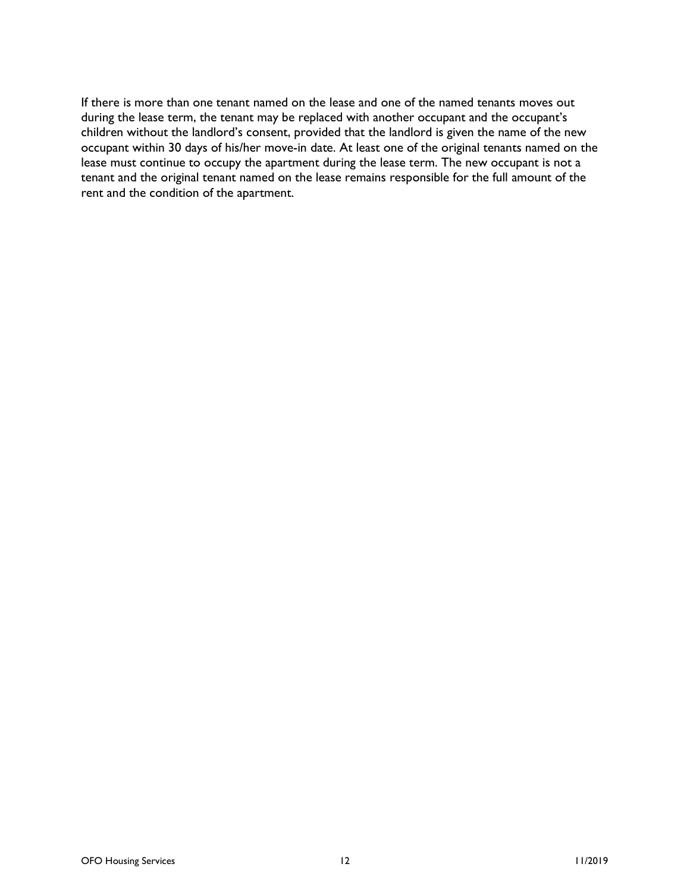If there is more than one tenant named on the lease and one of the named tenants moves out during the lease term, the tenant may be replaced with another occupant and the occupant's children without the landlord's consent, provided that the landlord is given the name of the new occupant within 30 days of his/her move-in date. At least one of the original tenants named on the lease must continue to occupy the apartment during the lease term. The new occupant is not a tenant and the original tenant named on the lease remains responsible for the full amount of the rent and the condition of the apartment.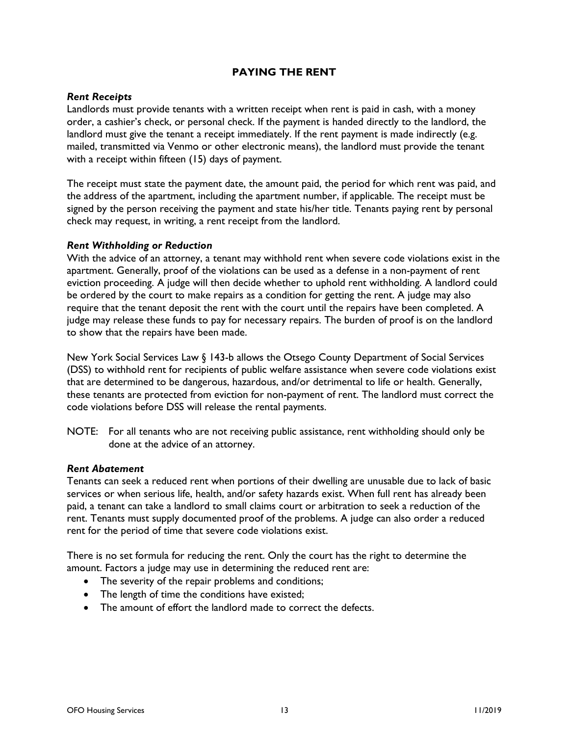## PAYING THE RENT

### *Rent Receipts*

Landlords must provide tenants with a written receipt when rent is paid in cash, with a money order, a cashier's check, or personal check. If the payment is handed directly to the landlord, the landlord must give the tenant a receipt immediately. If the rent payment is made indirectly (e.g. mailed, transmitted via Venmo or other electronic means), the landlord must provide the tenant with a receipt within fifteen (15) days of payment.

The receipt must state the payment date, the amount paid, the period for which rent was paid, and the address of the apartment, including the apartment number, if applicable. The receipt must be signed by the person receiving the payment and state his/her title. Tenants paying rent by personal check may request, in writing, a rent receipt from the landlord.

### *Rent Withholding or Reduction*

With the advice of an attorney, a tenant may withhold rent when severe code violations exist in the apartment. Generally, proof of the violations can be used as a defense in a non-payment of rent eviction proceeding. A judge will then decide whether to uphold rent withholding. A landlord could be ordered by the court to make repairs as a condition for getting the rent. A judge may also require that the tenant deposit the rent with the court until the repairs have been completed. A judge may release these funds to pay for necessary repairs. The burden of proof is on the landlord to show that the repairs have been made.

New York Social Services Law § 143-b allows the Otsego County Department of Social Services (DSS) to withhold rent for recipients of public welfare assistance when severe code violations exist that are determined to be dangerous, hazardous, and/or detrimental to life or health. Generally, these tenants are protected from eviction for non-payment of rent. The landlord must correct the code violations before DSS will release the rental payments.

NOTE: For all tenants who are not receiving public assistance, rent withholding should only be done at the advice of an attorney.

### *Rent Abatement*

Tenants can seek a reduced rent when portions of their dwelling are unusable due to lack of basic services or when serious life, health, and/or safety hazards exist. When full rent has already been paid, a tenant can take a landlord to small claims court or arbitration to seek a reduction of the rent. Tenants must supply documented proof of the problems. A judge can also order a reduced rent for the period of time that severe code violations exist.

There is no set formula for reducing the rent. Only the court has the right to determine the amount. Factors a judge may use in determining the reduced rent are:

- The severity of the repair problems and conditions;
- The length of time the conditions have existed;
- The amount of effort the landlord made to correct the defects.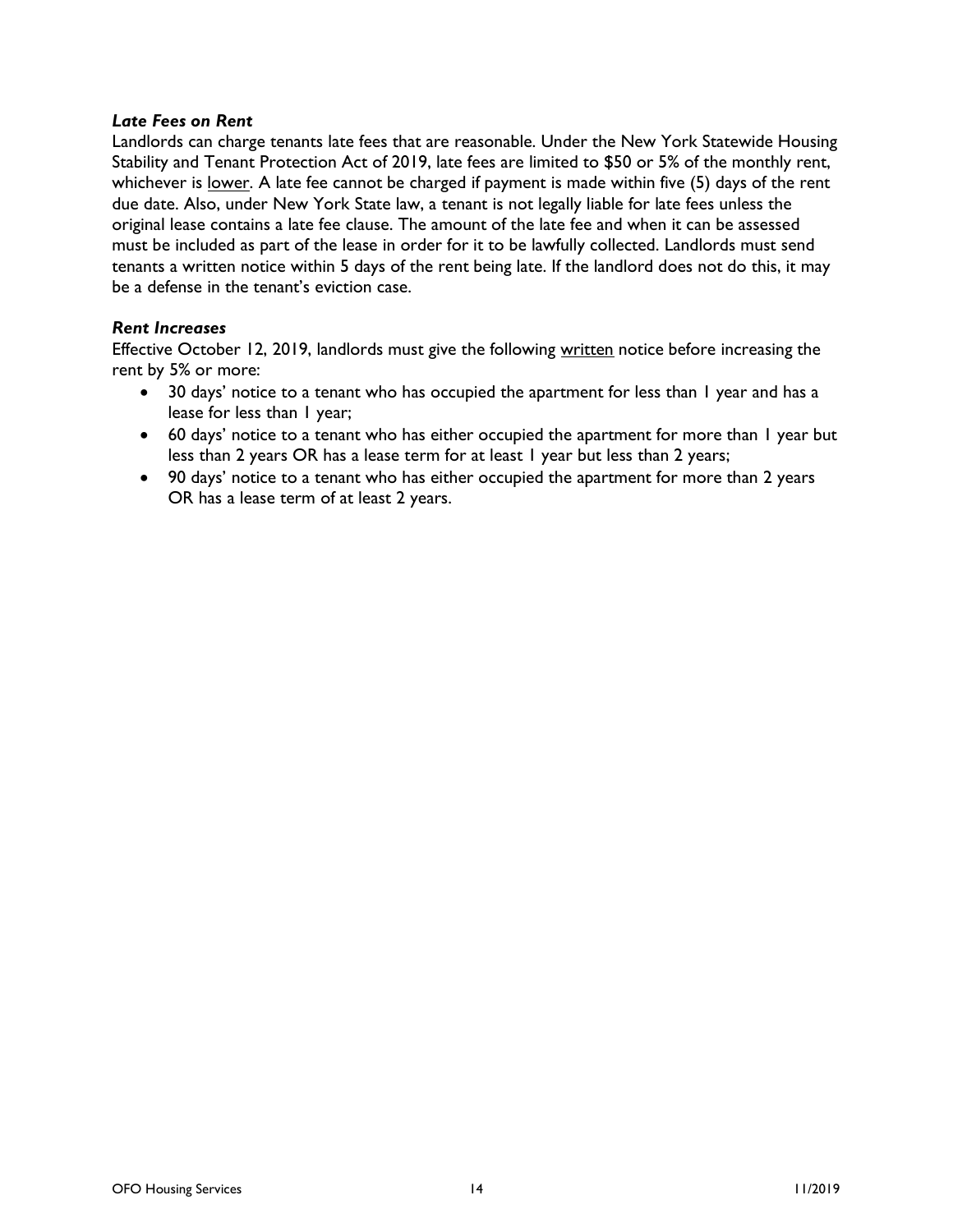### *Late Fees on Rent*

Landlords can charge tenants late fees that are reasonable. Under the New York Statewide Housing Stability and Tenant Protection Act of 2019, late fees are limited to $50 or 5% of the monthly rent, whichever is lower. A late fee cannot be charged if payment is made within five (5) days of the rent due date. Also, under New York State law, a tenant is not legally liable for late fees unless the original lease contains a late fee clause. The amount of the late fee and when it can be assessed must be included as part of the lease in order for it to be lawfully collected. Landlords must send tenants a written notice within 5 days of the rent being late. If the landlord does not do this, it may be a defense in the tenant's eviction case.

### *Rent Increases*

Effective October 12, 2019, landlords must give the following written notice before increasing the rent by 5% or more:

- 30 days' notice to a tenant who has occupied the apartment for less than 1 year and has a lease for less than 1 year;
- 60 days' notice to a tenant who has either occupied the apartment for more than 1 year but less than 2 years OR has a lease term for at least 1 year but less than 2 years;
- 90 days' notice to a tenant who has either occupied the apartment for more than 2 years OR has a lease term of at least 2 years.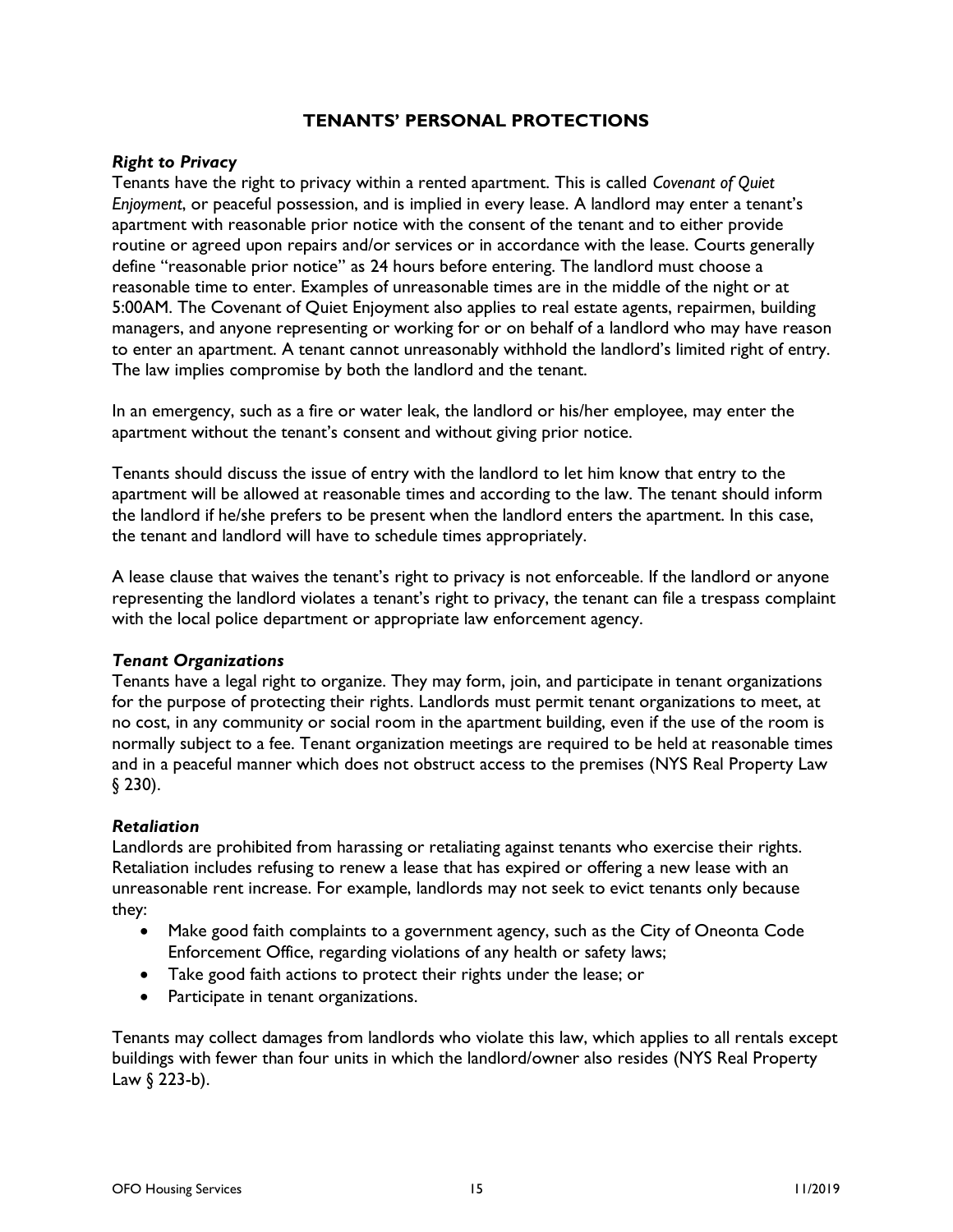## TENANTS' PERSONAL PROTECTIONS

***Right to Privacy***

Tenants have the right to privacy within a rented apartment. This is called *Covenant of Quiet Enjoyment*, or peaceful possession, and is implied in every lease. A landlord may enter a tenant's apartment with reasonable prior notice with the consent of the tenant and to either provide routine or agreed upon repairs and/or services or in accordance with the lease. Courts generally define "reasonable prior notice" as 24 hours before entering. The landlord must choose a reasonable time to enter. Examples of unreasonable times are in the middle of the night or at 5:00AM. The Covenant of Quiet Enjoyment also applies to real estate agents, repairmen, building managers, and anyone representing or working for or on behalf of a landlord who may have reason to enter an apartment. A tenant cannot unreasonably withhold the landlord's limited right of entry. The law implies compromise by both the landlord and the tenant.

In an emergency, such as a fire or water leak, the landlord or his/her employee, may enter the apartment without the tenant's consent and without giving prior notice.

Tenants should discuss the issue of entry with the landlord to let him know that entry to the apartment will be allowed at reasonable times and according to the law. The tenant should inform the landlord if he/she prefers to be present when the landlord enters the apartment. In this case, the tenant and landlord will have to schedule times appropriately.

A lease clause that waives the tenant's right to privacy is not enforceable. If the landlord or anyone representing the landlord violates a tenant's right to privacy, the tenant can file a trespass complaint with the local police department or appropriate law enforcement agency.

***Tenant Organizations***

Tenants have a legal right to organize. They may form, join, and participate in tenant organizations for the purpose of protecting their rights. Landlords must permit tenant organizations to meet, at no cost, in any community or social room in the apartment building, even if the use of the room is normally subject to a fee. Tenant organization meetings are required to be held at reasonable times and in a peaceful manner which does not obstruct access to the premises (NYS Real Property Law § 230).

***Retaliation***

Landlords are prohibited from harassing or retaliating against tenants who exercise their rights. Retaliation includes refusing to renew a lease that has expired or offering a new lease with an unreasonable rent increase. For example, landlords may not seek to evict tenants only because they:

- Make good faith complaints to a government agency, such as the City of Oneonta Code Enforcement Office, regarding violations of any health or safety laws;
- Take good faith actions to protect their rights under the lease; or
- Participate in tenant organizations.

Tenants may collect damages from landlords who violate this law, which applies to all rentals except buildings with fewer than four units in which the landlord/owner also resides (NYS Real Property Law § 223-b).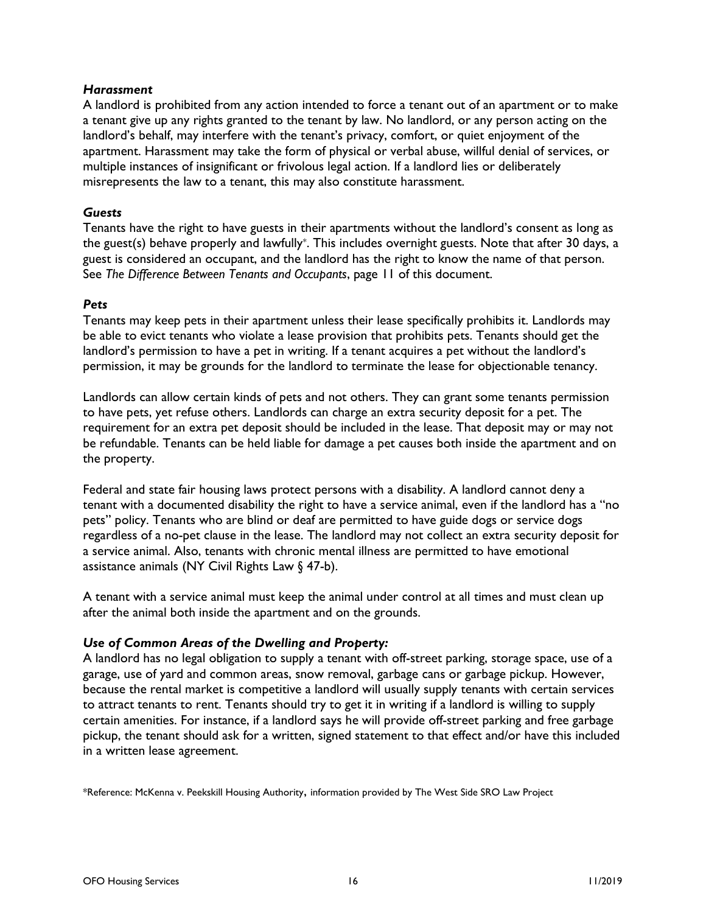### *Harassment*

A landlord is prohibited from any action intended to force a tenant out of an apartment or to make a tenant give up any rights granted to the tenant by law. No landlord, or any person acting on the landlord's behalf, may interfere with the tenant's privacy, comfort, or quiet enjoyment of the apartment. Harassment may take the form of physical or verbal abuse, willful denial of services, or multiple instances of insignificant or frivolous legal action. If a landlord lies or deliberately misrepresents the law to a tenant, this may also constitute harassment.

### *Guests*

Tenants have the right to have guests in their apartments without the landlord's consent as long as the guest(s) behave properly and lawfully*. This includes overnight guests. Note that after 30 days, a guest is considered an occupant, and the landlord has the right to know the name of that person. See *The Difference Between Tenants and Occupants*, page 11 of this document.

### *Pets*

Tenants may keep pets in their apartment unless their lease specifically prohibits it. Landlords may be able to evict tenants who violate a lease provision that prohibits pets. Tenants should get the landlord's permission to have a pet in writing. If a tenant acquires a pet without the landlord's permission, it may be grounds for the landlord to terminate the lease for objectionable tenancy.

Landlords can allow certain kinds of pets and not others. They can grant some tenants permission to have pets, yet refuse others. Landlords can charge an extra security deposit for a pet. The requirement for an extra pet deposit should be included in the lease. That deposit may or may not be refundable. Tenants can be held liable for damage a pet causes both inside the apartment and on the property.

Federal and state fair housing laws protect persons with a disability. A landlord cannot deny a tenant with a documented disability the right to have a service animal, even if the landlord has a "no pets" policy. Tenants who are blind or deaf are permitted to have guide dogs or service dogs regardless of a no-pet clause in the lease. The landlord may not collect an extra security deposit for a service animal. Also, tenants with chronic mental illness are permitted to have emotional assistance animals (NY Civil Rights Law § 47-b).

A tenant with a service animal must keep the animal under control at all times and must clean up after the animal both inside the apartment and on the grounds.

### *Use of Common Areas of the Dwelling and Property:*

A landlord has no legal obligation to supply a tenant with off-street parking, storage space, use of a garage, use of yard and common areas, snow removal, garbage cans or garbage pickup. However, because the rental market is competitive a landlord will usually supply tenants with certain services to attract tenants to rent. Tenants should try to get it in writing if a landlord is willing to supply certain amenities. For instance, if a landlord says he will provide off-street parking and free garbage pickup, the tenant should ask for a written, signed statement to that effect and/or have this included in a written lease agreement.

*Reference: McKenna v. Peekskill Housing Authority, information provided by The West Side SRO Law Project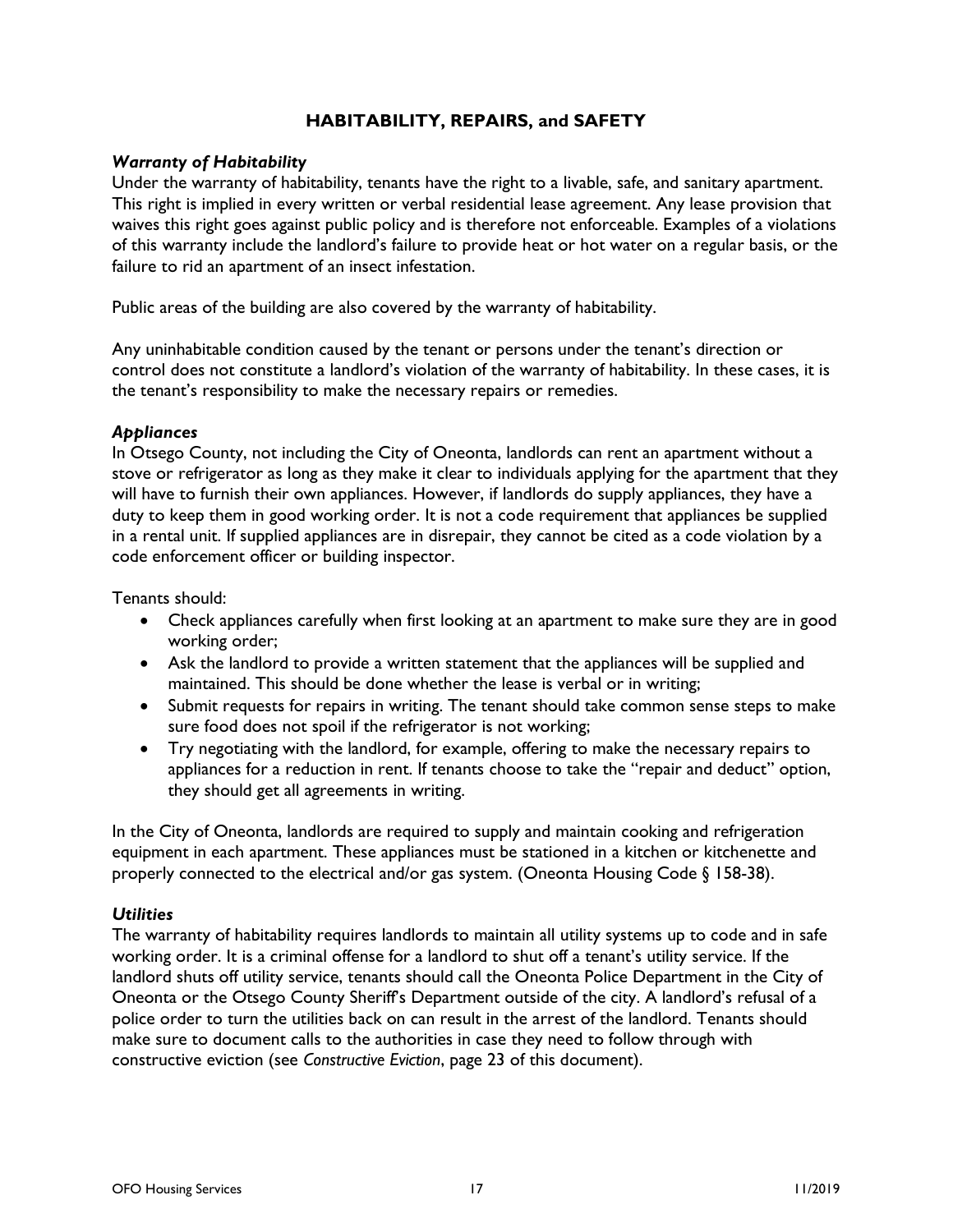## HABITABILITY, REPAIRS, and SAFETY

### *Warranty of Habitability*

Under the warranty of habitability, tenants have the right to a livable, safe, and sanitary apartment. This right is implied in every written or verbal residential lease agreement. Any lease provision that waives this right goes against public policy and is therefore not enforceable. Examples of a violations of this warranty include the landlord's failure to provide heat or hot water on a regular basis, or the failure to rid an apartment of an insect infestation.

Public areas of the building are also covered by the warranty of habitability.

Any uninhabitable condition caused by the tenant or persons under the tenant's direction or control does not constitute a landlord's violation of the warranty of habitability. In these cases, it is the tenant's responsibility to make the necessary repairs or remedies.

### *Appliances*

In Otsego County, not including the City of Oneonta, landlords can rent an apartment without a stove or refrigerator as long as they make it clear to individuals applying for the apartment that they will have to furnish their own appliances. However, if landlords do supply appliances, they have a duty to keep them in good working order. It is not a code requirement that appliances be supplied in a rental unit. If supplied appliances are in disrepair, they cannot be cited as a code violation by a code enforcement officer or building inspector.

Tenants should:

- Check appliances carefully when first looking at an apartment to make sure they are in good working order;
- Ask the landlord to provide a written statement that the appliances will be supplied and maintained. This should be done whether the lease is verbal or in writing;
- Submit requests for repairs in writing. The tenant should take common sense steps to make sure food does not spoil if the refrigerator is not working;
- Try negotiating with the landlord, for example, offering to make the necessary repairs to appliances for a reduction in rent. If tenants choose to take the "repair and deduct" option, they should get all agreements in writing.

In the City of Oneonta, landlords are required to supply and maintain cooking and refrigeration equipment in each apartment. These appliances must be stationed in a kitchen or kitchenette and properly connected to the electrical and/or gas system. (Oneonta Housing Code § 158-38).

### *Utilities*

The warranty of habitability requires landlords to maintain all utility systems up to code and in safe working order. It is a criminal offense for a landlord to shut off a tenant's utility service. If the landlord shuts off utility service, tenants should call the Oneonta Police Department in the City of Oneonta or the Otsego County Sheriff's Department outside of the city. A landlord's refusal of a police order to turn the utilities back on can result in the arrest of the landlord. Tenants should make sure to document calls to the authorities in case they need to follow through with constructive eviction (see *Constructive Eviction*, page 23 of this document).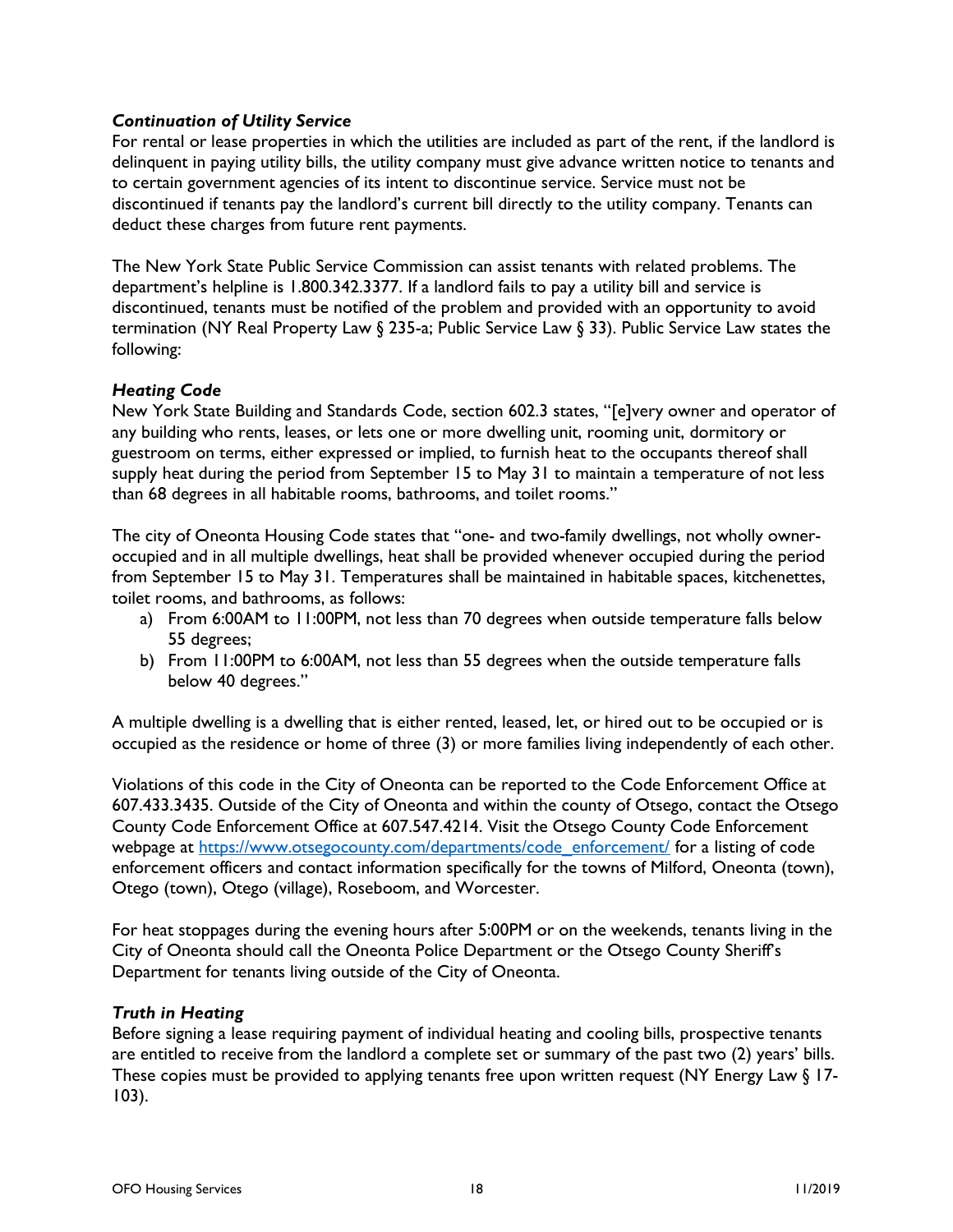### *Continuation of Utility Service*

For rental or lease properties in which the utilities are included as part of the rent, if the landlord is delinquent in paying utility bills, the utility company must give advance written notice to tenants and to certain government agencies of its intent to discontinue service. Service must not be discontinued if tenants pay the landlord's current bill directly to the utility company. Tenants can deduct these charges from future rent payments.

The New York State Public Service Commission can assist tenants with related problems. The department's helpline is 1.800.342.3377. If a landlord fails to pay a utility bill and service is discontinued, tenants must be notified of the problem and provided with an opportunity to avoid termination (NY Real Property Law § 235-a; Public Service Law § 33). Public Service Law states the following:

### *Heating Code*

New York State Building and Standards Code, section 602.3 states, "[e]very owner and operator of any building who rents, leases, or lets one or more dwelling unit, rooming unit, dormitory or guestroom on terms, either expressed or implied, to furnish heat to the occupants thereof shall supply heat during the period from September 15 to May 31 to maintain a temperature of not less than 68 degrees in all habitable rooms, bathrooms, and toilet rooms."

The city of Oneonta Housing Code states that "one- and two-family dwellings, not wholly owner-occupied and in all multiple dwellings, heat shall be provided whenever occupied during the period from September 15 to May 31. Temperatures shall be maintained in habitable spaces, kitchenettes, toilet rooms, and bathrooms, as follows:

a) From 6:00AM to 11:00PM, not less than 70 degrees when outside temperature falls below 55 degrees;
b) From 11:00PM to 6:00AM, not less than 55 degrees when the outside temperature falls below 40 degrees."

A multiple dwelling is a dwelling that is either rented, leased, let, or hired out to be occupied or is occupied as the residence or home of three (3) or more families living independently of each other.

Violations of this code in the City of Oneonta can be reported to the Code Enforcement Office at 607.433.3435. Outside of the City of Oneonta and within the county of Otsego, contact the Otsego County Code Enforcement Office at 607.547.4214. Visit the Otsego County Code Enforcement webpage at [https://www.otsegocounty.com/departments/code_enforcement/](https://www.otsegocounty.com/departments/code_enforcement/) for a listing of code enforcement officers and contact information specifically for the towns of Milford, Oneonta (town), Otego (town), Otego (village), Roseboom, and Worcester.

For heat stoppages during the evening hours after 5:00PM or on the weekends, tenants living in the City of Oneonta should call the Oneonta Police Department or the Otsego County Sheriff's Department for tenants living outside of the City of Oneonta.

### *Truth in Heating*

Before signing a lease requiring payment of individual heating and cooling bills, prospective tenants are entitled to receive from the landlord a complete set or summary of the past two (2) years' bills. These copies must be provided to applying tenants free upon written request (NY Energy Law § 17-103).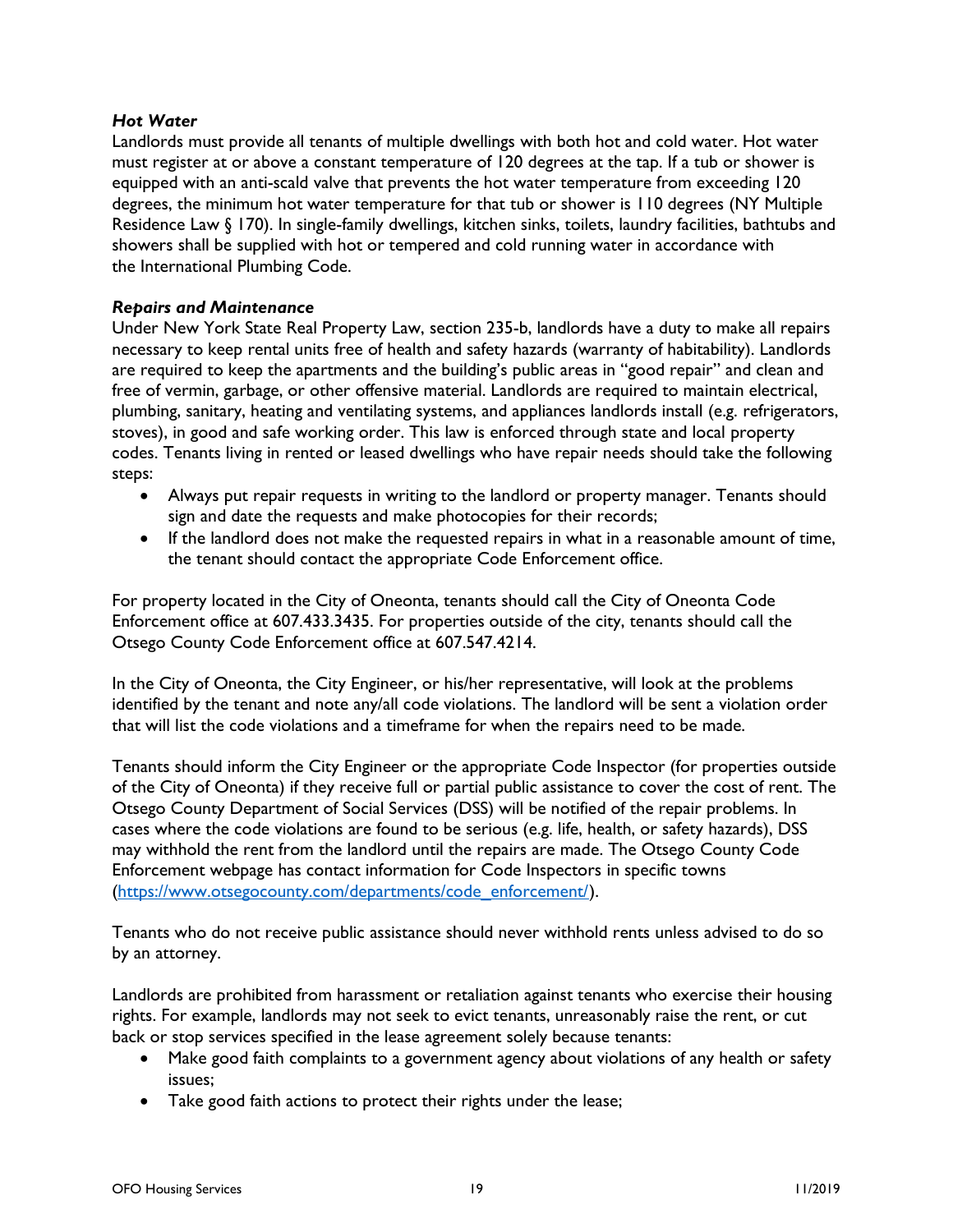### *Hot Water*

Landlords must provide all tenants of multiple dwellings with both hot and cold water. Hot water must register at or above a constant temperature of 120 degrees at the tap. If a tub or shower is equipped with an anti-scald valve that prevents the hot water temperature from exceeding 120 degrees, the minimum hot water temperature for that tub or shower is 110 degrees (NY Multiple Residence Law § 170). In single-family dwellings, kitchen sinks, toilets, laundry facilities, bathtubs and showers shall be supplied with hot or tempered and cold running water in accordance with the International Plumbing Code.

### *Repairs and Maintenance*

Under New York State Real Property Law, section 235-b, landlords have a duty to make all repairs necessary to keep rental units free of health and safety hazards (warranty of habitability). Landlords are required to keep the apartments and the building's public areas in "good repair" and clean and free of vermin, garbage, or other offensive material. Landlords are required to maintain electrical, plumbing, sanitary, heating and ventilating systems, and appliances landlords install (e.g. refrigerators, stoves), in good and safe working order. This law is enforced through state and local property codes. Tenants living in rented or leased dwellings who have repair needs should take the following steps:

- Always put repair requests in writing to the landlord or property manager. Tenants should sign and date the requests and make photocopies for their records;
- If the landlord does not make the requested repairs in what in a reasonable amount of time, the tenant should contact the appropriate Code Enforcement office.

For property located in the City of Oneonta, tenants should call the City of Oneonta Code Enforcement office at 607.433.3435. For properties outside of the city, tenants should call the Otsego County Code Enforcement office at 607.547.4214.

In the City of Oneonta, the City Engineer, or his/her representative, will look at the problems identified by the tenant and note any/all code violations. The landlord will be sent a violation order that will list the code violations and a timeframe for when the repairs need to be made.

Tenants should inform the City Engineer or the appropriate Code Inspector (for properties outside of the City of Oneonta) if they receive full or partial public assistance to cover the cost of rent. The Otsego County Department of Social Services (DSS) will be notified of the repair problems. In cases where the code violations are found to be serious (e.g. life, health, or safety hazards), DSS may withhold the rent from the landlord until the repairs are made. The Otsego County Code Enforcement webpage has contact information for Code Inspectors in specific towns (https://www.otsegocounty.com/departments/code_enforcement/).

Tenants who do not receive public assistance should never withhold rents unless advised to do so by an attorney.

Landlords are prohibited from harassment or retaliation against tenants who exercise their housing rights. For example, landlords may not seek to evict tenants, unreasonably raise the rent, or cut back or stop services specified in the lease agreement solely because tenants:

- Make good faith complaints to a government agency about violations of any health or safety issues;
- Take good faith actions to protect their rights under the lease;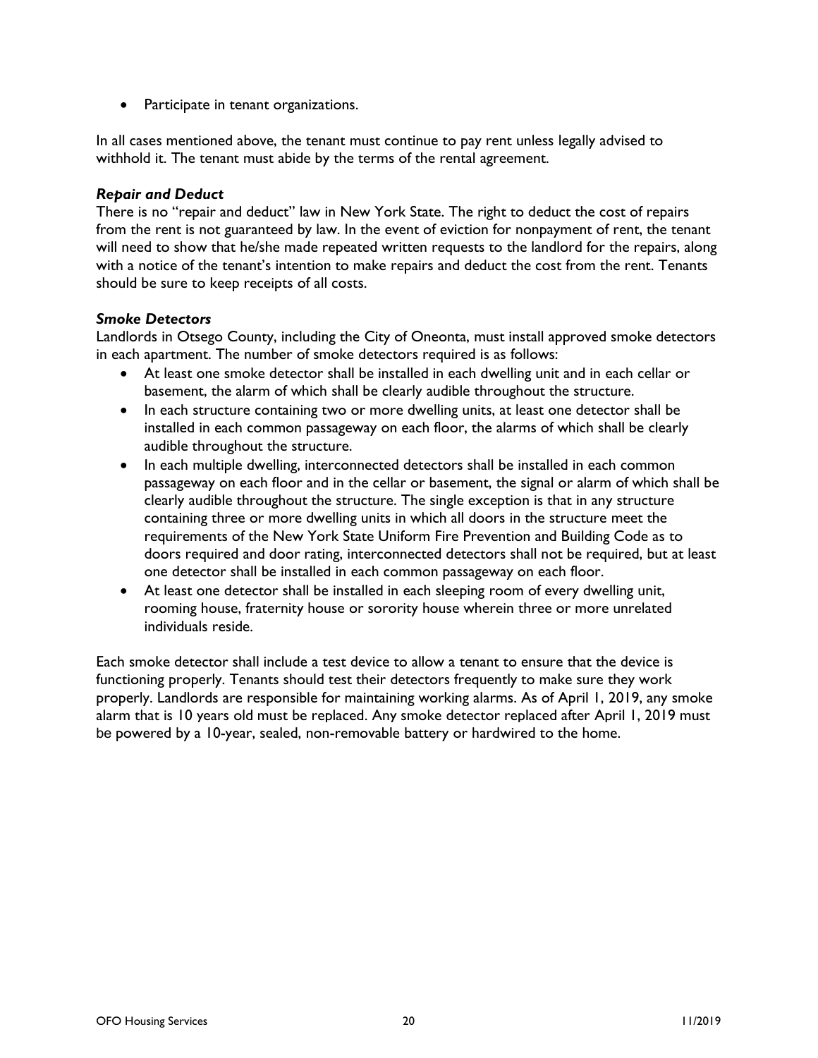- Participate in tenant organizations.

In all cases mentioned above, the tenant must continue to pay rent unless legally advised to withhold it. The tenant must abide by the terms of the rental agreement.

***Repair and Deduct***

There is no "repair and deduct" law in New York State. The right to deduct the cost of repairs from the rent is not guaranteed by law. In the event of eviction for nonpayment of rent, the tenant will need to show that he/she made repeated written requests to the landlord for the repairs, along with a notice of the tenant's intention to make repairs and deduct the cost from the rent. Tenants should be sure to keep receipts of all costs.

***Smoke Detectors***

Landlords in Otsego County, including the City of Oneonta, must install approved smoke detectors in each apartment. The number of smoke detectors required is as follows:

- At least one smoke detector shall be installed in each dwelling unit and in each cellar or basement, the alarm of which shall be clearly audible throughout the structure.
- In each structure containing two or more dwelling units, at least one detector shall be installed in each common passageway on each floor, the alarms of which shall be clearly audible throughout the structure.
- In each multiple dwelling, interconnected detectors shall be installed in each common passageway on each floor and in the cellar or basement, the signal or alarm of which shall be clearly audible throughout the structure. The single exception is that in any structure containing three or more dwelling units in which all doors in the structure meet the requirements of the New York State Uniform Fire Prevention and Building Code as to doors required and door rating, interconnected detectors shall not be required, but at least one detector shall be installed in each common passageway on each floor.
- At least one detector shall be installed in each sleeping room of every dwelling unit, rooming house, fraternity house or sorority house wherein three or more unrelated individuals reside.

Each smoke detector shall include a test device to allow a tenant to ensure that the device is functioning properly. Tenants should test their detectors frequently to make sure they work properly. Landlords are responsible for maintaining working alarms. As of April 1, 2019, any smoke alarm that is 10 years old must be replaced. Any smoke detector replaced after April 1, 2019 must be powered by a 10-year, sealed, non-removable battery or hardwired to the home.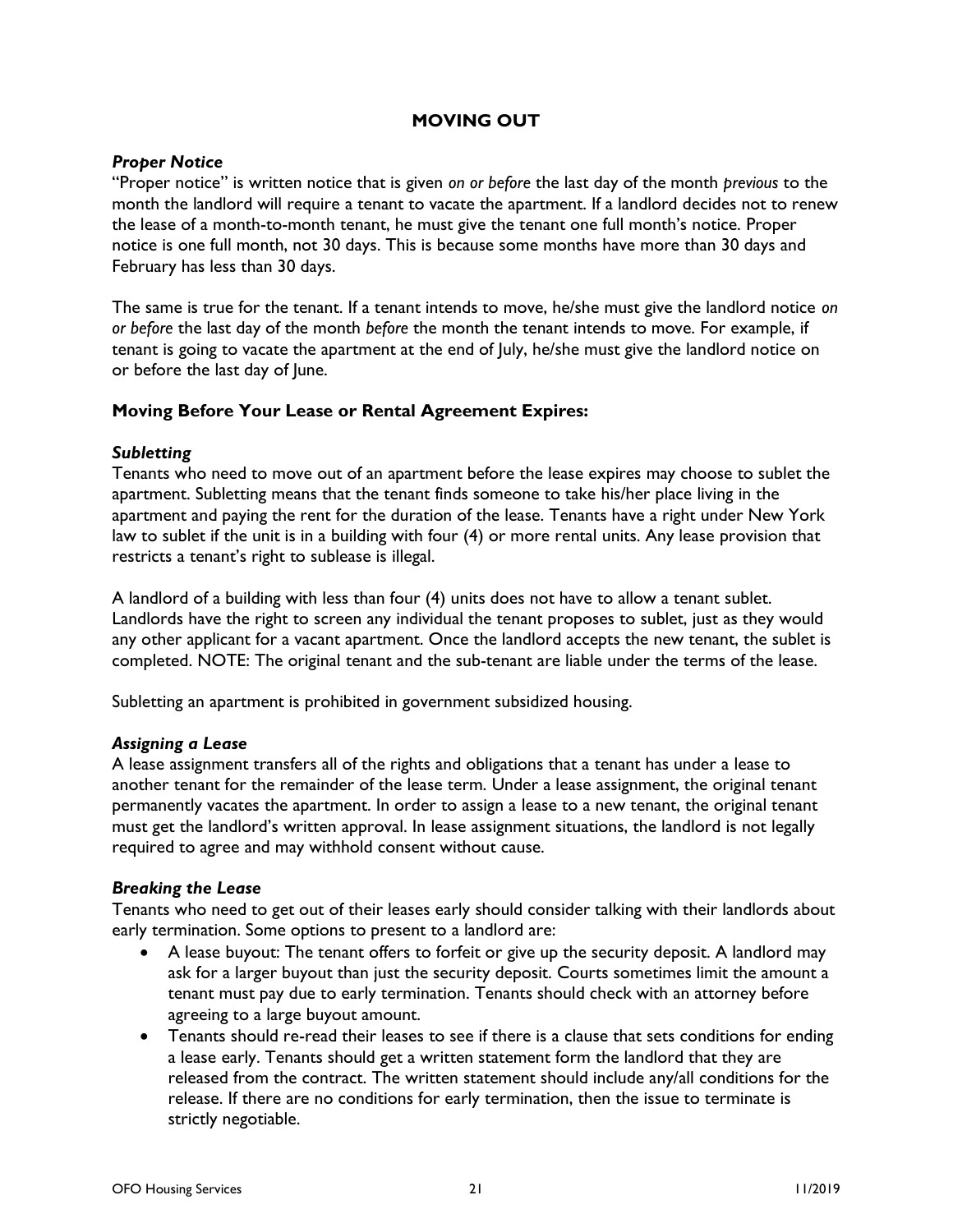## MOVING OUT

***Proper Notice***

"Proper notice" is written notice that is given *on or before* the last day of the month *previous* to the month the landlord will require a tenant to vacate the apartment. If a landlord decides not to renew the lease of a month-to-month tenant, he must give the tenant one full month's notice. Proper notice is one full month, not 30 days. This is because some months have more than 30 days and February has less than 30 days.

The same is true for the tenant. If a tenant intends to move, he/she must give the landlord notice *on or before* the last day of the month *before* the month the tenant intends to move. For example, if tenant is going to vacate the apartment at the end of July, he/she must give the landlord notice on or before the last day of June.

### Moving Before Your Lease or Rental Agreement Expires:

***Subletting***

Tenants who need to move out of an apartment before the lease expires may choose to sublet the apartment. Subletting means that the tenant finds someone to take his/her place living in the apartment and paying the rent for the duration of the lease. Tenants have a right under New York law to sublet if the unit is in a building with four (4) or more rental units. Any lease provision that restricts a tenant's right to sublease is illegal.

A landlord of a building with less than four (4) units does not have to allow a tenant sublet. Landlords have the right to screen any individual the tenant proposes to sublet, just as they would any other applicant for a vacant apartment. Once the landlord accepts the new tenant, the sublet is completed. NOTE: The original tenant and the sub-tenant are liable under the terms of the lease.

Subletting an apartment is prohibited in government subsidized housing.

***Assigning a Lease***

A lease assignment transfers all of the rights and obligations that a tenant has under a lease to another tenant for the remainder of the lease term. Under a lease assignment, the original tenant permanently vacates the apartment. In order to assign a lease to a new tenant, the original tenant must get the landlord's written approval. In lease assignment situations, the landlord is not legally required to agree and may withhold consent without cause.

***Breaking the Lease***

Tenants who need to get out of their leases early should consider talking with their landlords about early termination. Some options to present to a landlord are:

- A lease buyout: The tenant offers to forfeit or give up the security deposit. A landlord may ask for a larger buyout than just the security deposit. Courts sometimes limit the amount a tenant must pay due to early termination. Tenants should check with an attorney before agreeing to a large buyout amount.
- Tenants should re-read their leases to see if there is a clause that sets conditions for ending a lease early. Tenants should get a written statement form the landlord that they are released from the contract. The written statement should include any/all conditions for the release. If there are no conditions for early termination, then the issue to terminate is strictly negotiable.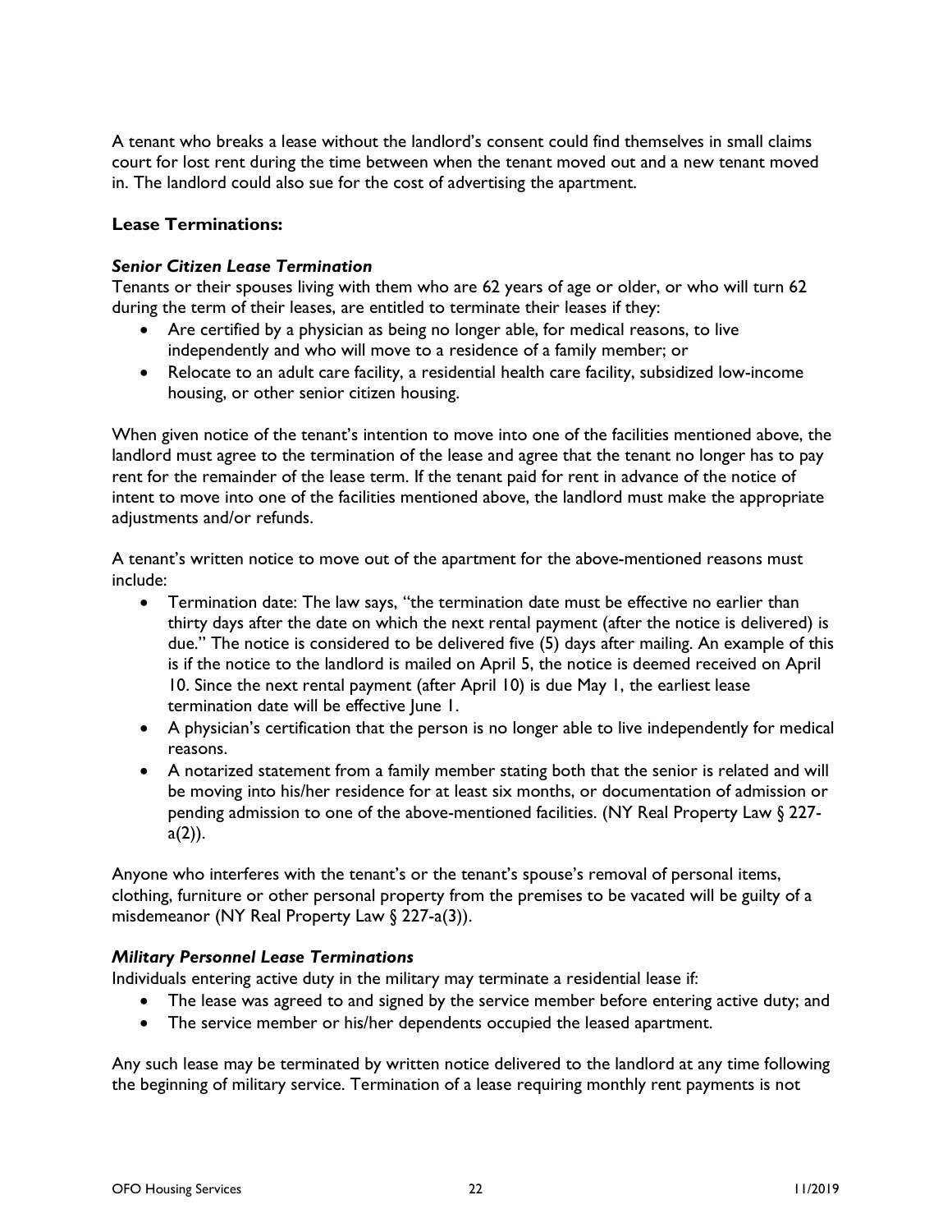A tenant who breaks a lease without the landlord's consent could find themselves in small claims court for lost rent during the time between when the tenant moved out and a new tenant moved in. The landlord could also sue for the cost of advertising the apartment.

### Lease Terminations:

#### *Senior Citizen Lease Termination*

Tenants or their spouses living with them who are 62 years of age or older, or who will turn 62 during the term of their leases, are entitled to terminate their leases if they:

- Are certified by a physician as being no longer able, for medical reasons, to live independently and who will move to a residence of a family member; or
- Relocate to an adult care facility, a residential health care facility, subsidized low-income housing, or other senior citizen housing.

When given notice of the tenant's intention to move into one of the facilities mentioned above, the landlord must agree to the termination of the lease and agree that the tenant no longer has to pay rent for the remainder of the lease term. If the tenant paid for rent in advance of the notice of intent to move into one of the facilities mentioned above, the landlord must make the appropriate adjustments and/or refunds.

A tenant's written notice to move out of the apartment for the above-mentioned reasons must include:

- Termination date: The law says, "the termination date must be effective no earlier than thirty days after the date on which the next rental payment (after the notice is delivered) is due." The notice is considered to be delivered five (5) days after mailing. An example of this is if the notice to the landlord is mailed on April 5, the notice is deemed received on April 10. Since the next rental payment (after April 10) is due May 1, the earliest lease termination date will be effective June 1.
- A physician's certification that the person is no longer able to live independently for medical reasons.
- A notarized statement from a family member stating both that the senior is related and will be moving into his/her residence for at least six months, or documentation of admission or pending admission to one of the above-mentioned facilities. (NY Real Property Law § 227-a(2)).

Anyone who interferes with the tenant's or the tenant's spouse's removal of personal items, clothing, furniture or other personal property from the premises to be vacated will be guilty of a misdemeanor (NY Real Property Law § 227-a(3)).

#### *Military Personnel Lease Terminations*

Individuals entering active duty in the military may terminate a residential lease if:

- The lease was agreed to and signed by the service member before entering active duty; and
- The service member or his/her dependents occupied the leased apartment.

Any such lease may be terminated by written notice delivered to the landlord at any time following the beginning of military service. Termination of a lease requiring monthly rent payments is not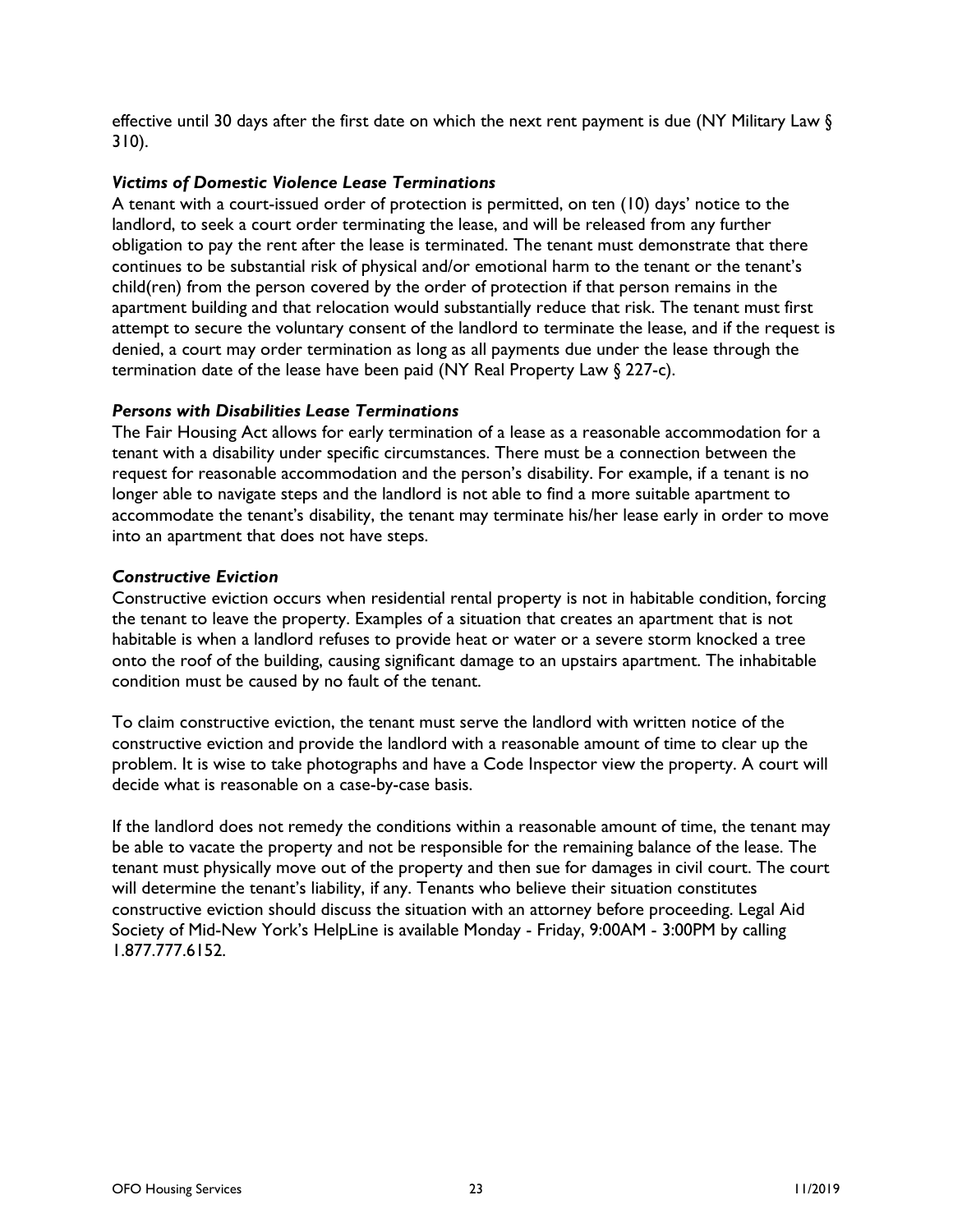effective until 30 days after the first date on which the next rent payment is due (NY Military Law § 310).

### *Victims of Domestic Violence Lease Terminations*

A tenant with a court-issued order of protection is permitted, on ten (10) days' notice to the landlord, to seek a court order terminating the lease, and will be released from any further obligation to pay the rent after the lease is terminated. The tenant must demonstrate that there continues to be substantial risk of physical and/or emotional harm to the tenant or the tenant's child(ren) from the person covered by the order of protection if that person remains in the apartment building and that relocation would substantially reduce that risk. The tenant must first attempt to secure the voluntary consent of the landlord to terminate the lease, and if the request is denied, a court may order termination as long as all payments due under the lease through the termination date of the lease have been paid (NY Real Property Law § 227-c).

### *Persons with Disabilities Lease Terminations*

The Fair Housing Act allows for early termination of a lease as a reasonable accommodation for a tenant with a disability under specific circumstances. There must be a connection between the request for reasonable accommodation and the person's disability. For example, if a tenant is no longer able to navigate steps and the landlord is not able to find a more suitable apartment to accommodate the tenant's disability, the tenant may terminate his/her lease early in order to move into an apartment that does not have steps.

### *Constructive Eviction*

Constructive eviction occurs when residential rental property is not in habitable condition, forcing the tenant to leave the property. Examples of a situation that creates an apartment that is not habitable is when a landlord refuses to provide heat or water or a severe storm knocked a tree onto the roof of the building, causing significant damage to an upstairs apartment. The inhabitable condition must be caused by no fault of the tenant.

To claim constructive eviction, the tenant must serve the landlord with written notice of the constructive eviction and provide the landlord with a reasonable amount of time to clear up the problem. It is wise to take photographs and have a Code Inspector view the property. A court will decide what is reasonable on a case-by-case basis.

If the landlord does not remedy the conditions within a reasonable amount of time, the tenant may be able to vacate the property and not be responsible for the remaining balance of the lease. The tenant must physically move out of the property and then sue for damages in civil court. The court will determine the tenant's liability, if any. Tenants who believe their situation constitutes constructive eviction should discuss the situation with an attorney before proceeding. Legal Aid Society of Mid-New York's HelpLine is available Monday - Friday, 9:00AM - 3:00PM by calling 1.877.777.6152.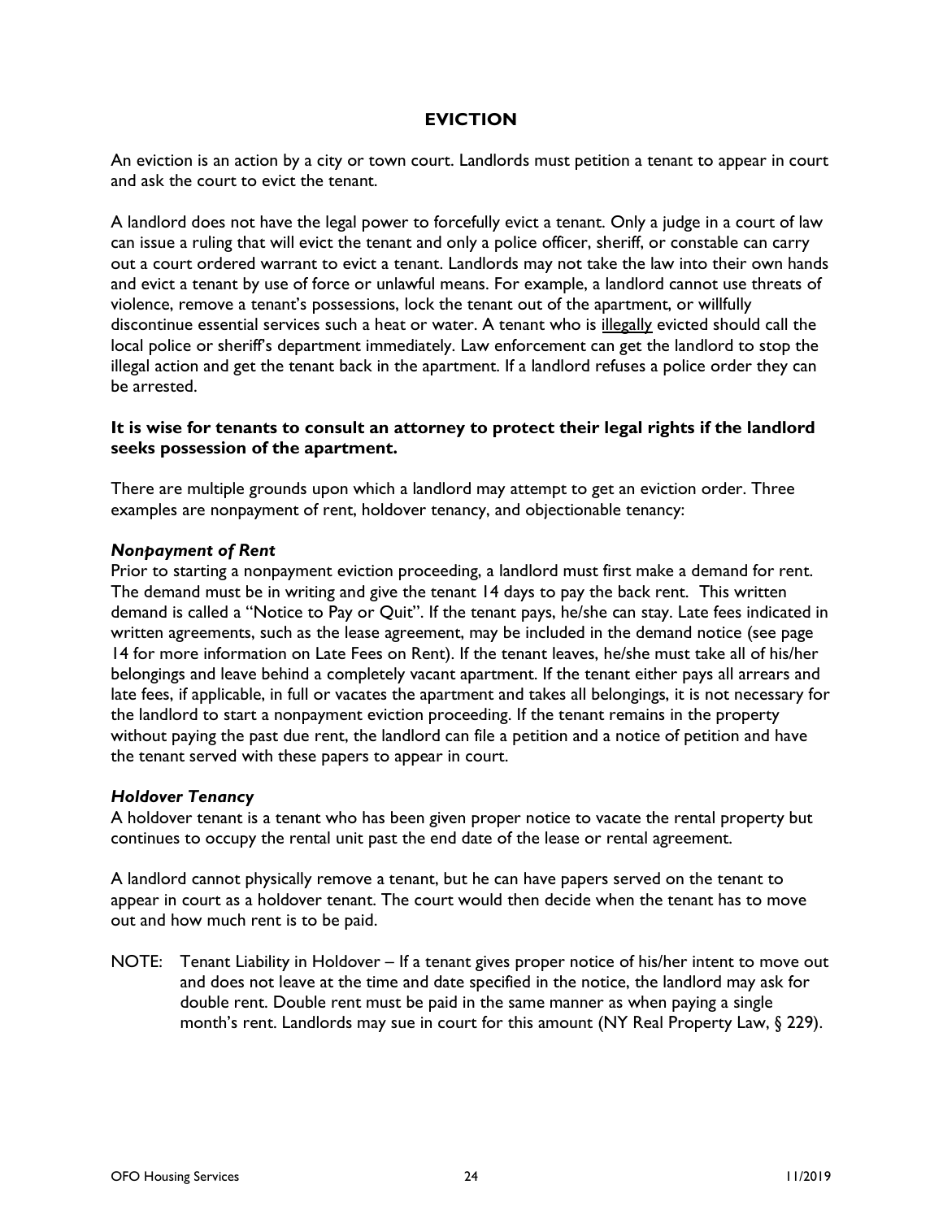## EVICTION

An eviction is an action by a city or town court. Landlords must petition a tenant to appear in court and ask the court to evict the tenant.

A landlord does not have the legal power to forcefully evict a tenant. Only a judge in a court of law can issue a ruling that will evict the tenant and only a police officer, sheriff, or constable can carry out a court ordered warrant to evict a tenant. Landlords may not take the law into their own hands and evict a tenant by use of force or unlawful means. For example, a landlord cannot use threats of violence, remove a tenant's possessions, lock the tenant out of the apartment, or willfully discontinue essential services such a heat or water. A tenant who is illegally evicted should call the local police or sheriff's department immediately. Law enforcement can get the landlord to stop the illegal action and get the tenant back in the apartment. If a landlord refuses a police order they can be arrested.

**It is wise for tenants to consult an attorney to protect their legal rights if the landlord seeks possession of the apartment.**

There are multiple grounds upon which a landlord may attempt to get an eviction order. Three examples are nonpayment of rent, holdover tenancy, and objectionable tenancy:

***Nonpayment of Rent***

Prior to starting a nonpayment eviction proceeding, a landlord must first make a demand for rent. The demand must be in writing and give the tenant 14 days to pay the back rent. This written demand is called a "Notice to Pay or Quit". If the tenant pays, he/she can stay. Late fees indicated in written agreements, such as the lease agreement, may be included in the demand notice (see page 14 for more information on Late Fees on Rent). If the tenant leaves, he/she must take all of his/her belongings and leave behind a completely vacant apartment. If the tenant either pays all arrears and late fees, if applicable, in full or vacates the apartment and takes all belongings, it is not necessary for the landlord to start a nonpayment eviction proceeding. If the tenant remains in the property without paying the past due rent, the landlord can file a petition and a notice of petition and have the tenant served with these papers to appear in court.

***Holdover Tenancy***

A holdover tenant is a tenant who has been given proper notice to vacate the rental property but continues to occupy the rental unit past the end date of the lease or rental agreement.

A landlord cannot physically remove a tenant, but he can have papers served on the tenant to appear in court as a holdover tenant. The court would then decide when the tenant has to move out and how much rent is to be paid.

NOTE: Tenant Liability in Holdover – If a tenant gives proper notice of his/her intent to move out and does not leave at the time and date specified in the notice, the landlord may ask for double rent. Double rent must be paid in the same manner as when paying a single month's rent. Landlords may sue in court for this amount (NY Real Property Law, § 229).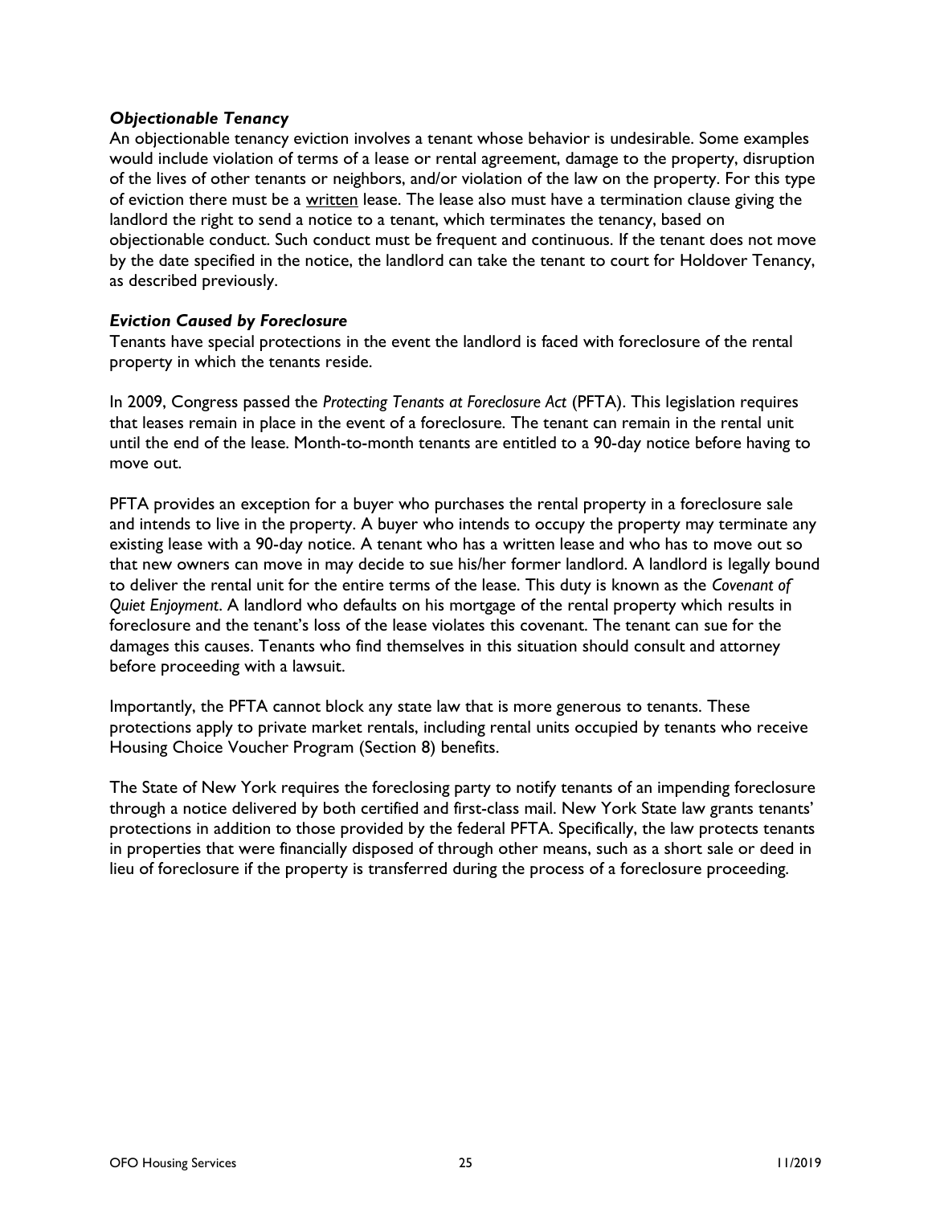### *Objectionable Tenancy*

An objectionable tenancy eviction involves a tenant whose behavior is undesirable. Some examples would include violation of terms of a lease or rental agreement, damage to the property, disruption of the lives of other tenants or neighbors, and/or violation of the law on the property. For this type of eviction there must be a <u>written</u> lease. The lease also must have a termination clause giving the landlord the right to send a notice to a tenant, which terminates the tenancy, based on objectionable conduct. Such conduct must be frequent and continuous. If the tenant does not move by the date specified in the notice, the landlord can take the tenant to court for Holdover Tenancy, as described previously.

### *Eviction Caused by Foreclosure*

Tenants have special protections in the event the landlord is faced with foreclosure of the rental property in which the tenants reside.

In 2009, Congress passed the *Protecting Tenants at Foreclosure Act* (PFTA). This legislation requires that leases remain in place in the event of a foreclosure. The tenant can remain in the rental unit until the end of the lease. Month-to-month tenants are entitled to a 90-day notice before having to move out.

PFTA provides an exception for a buyer who purchases the rental property in a foreclosure sale and intends to live in the property. A buyer who intends to occupy the property may terminate any existing lease with a 90-day notice. A tenant who has a written lease and who has to move out so that new owners can move in may decide to sue his/her former landlord. A landlord is legally bound to deliver the rental unit for the entire terms of the lease. This duty is known as the *Covenant of Quiet Enjoyment*. A landlord who defaults on his mortgage of the rental property which results in foreclosure and the tenant's loss of the lease violates this covenant. The tenant can sue for the damages this causes. Tenants who find themselves in this situation should consult and attorney before proceeding with a lawsuit.

Importantly, the PFTA cannot block any state law that is more generous to tenants. These protections apply to private market rentals, including rental units occupied by tenants who receive Housing Choice Voucher Program (Section 8) benefits.

The State of New York requires the foreclosing party to notify tenants of an impending foreclosure through a notice delivered by both certified and first-class mail. New York State law grants tenants' protections in addition to those provided by the federal PFTA. Specifically, the law protects tenants in properties that were financially disposed of through other means, such as a short sale or deed in lieu of foreclosure if the property is transferred during the process of a foreclosure proceeding.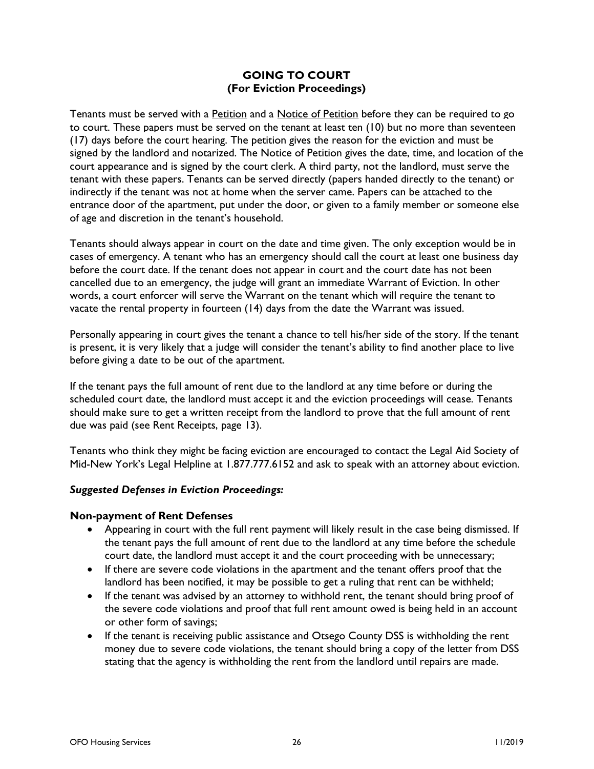## GOING TO COURT
## (For Eviction Proceedings)

Tenants must be served with a <u>Petition</u> and a <u>Notice of Petition</u> before they can be required to go to court. These papers must be served on the tenant at least ten (10) but no more than seventeen (17) days before the court hearing. The petition gives the reason for the eviction and must be signed by the landlord and notarized. The Notice of Petition gives the date, time, and location of the court appearance and is signed by the court clerk. A third party, not the landlord, must serve the tenant with these papers. Tenants can be served directly (papers handed directly to the tenant) or indirectly if the tenant was not at home when the server came. Papers can be attached to the entrance door of the apartment, put under the door, or given to a family member or someone else of age and discretion in the tenant's household.

Tenants should always appear in court on the date and time given. The only exception would be in cases of emergency. A tenant who has an emergency should call the court at least one business day before the court date. If the tenant does not appear in court and the court date has not been cancelled due to an emergency, the judge will grant an immediate Warrant of Eviction. In other words, a court enforcer will serve the Warrant on the tenant which will require the tenant to vacate the rental property in fourteen (14) days from the date the Warrant was issued.

Personally appearing in court gives the tenant a chance to tell his/her side of the story. If the tenant is present, it is very likely that a judge will consider the tenant's ability to find another place to live before giving a date to be out of the apartment.

If the tenant pays the full amount of rent due to the landlord at any time before or during the scheduled court date, the landlord must accept it and the eviction proceedings will cease. Tenants should make sure to get a written receipt from the landlord to prove that the full amount of rent due was paid (see Rent Receipts, page 13).

Tenants who think they might be facing eviction are encouraged to contact the Legal Aid Society of Mid-New York's Legal Helpline at 1.877.777.6152 and ask to speak with an attorney about eviction.

***Suggested Defenses in Eviction Proceedings:***

**Non-payment of Rent Defenses**

- Appearing in court with the full rent payment will likely result in the case being dismissed. If the tenant pays the full amount of rent due to the landlord at any time before the schedule court date, the landlord must accept it and the court proceeding with be unnecessary;
- If there are severe code violations in the apartment and the tenant offers proof that the landlord has been notified, it may be possible to get a ruling that rent can be withheld;
- If the tenant was advised by an attorney to withhold rent, the tenant should bring proof of the severe code violations and proof that full rent amount owed is being held in an account or other form of savings;
- If the tenant is receiving public assistance and Otsego County DSS is withholding the rent money due to severe code violations, the tenant should bring a copy of the letter from DSS stating that the agency is withholding the rent from the landlord until repairs are made.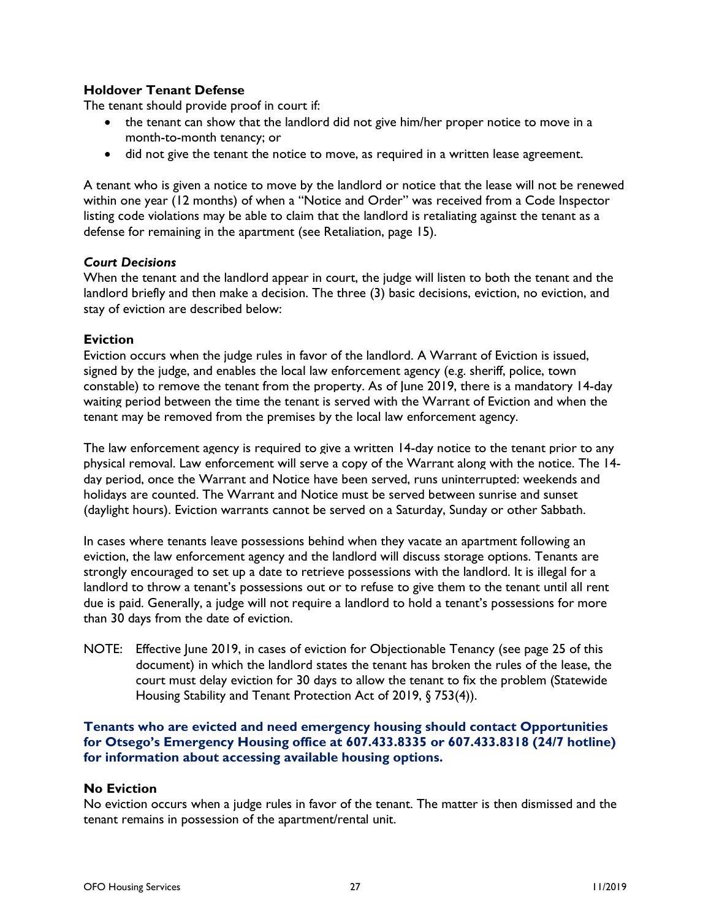### Holdover Tenant Defense

The tenant should provide proof in court if:

- the tenant can show that the landlord did not give him/her proper notice to move in a month-to-month tenancy; or
- did not give the tenant the notice to move, as required in a written lease agreement.

A tenant who is given a notice to move by the landlord or notice that the lease will not be renewed within one year (12 months) of when a "Notice and Order" was received from a Code Inspector listing code violations may be able to claim that the landlord is retaliating against the tenant as a defense for remaining in the apartment (see Retaliation, page 15).

#### *Court Decisions*

When the tenant and the landlord appear in court, the judge will listen to both the tenant and the landlord briefly and then make a decision. The three (3) basic decisions, eviction, no eviction, and stay of eviction are described below:

### Eviction

Eviction occurs when the judge rules in favor of the landlord. A Warrant of Eviction is issued, signed by the judge, and enables the local law enforcement agency (e.g. sheriff, police, town constable) to remove the tenant from the property. As of June 2019, there is a mandatory 14-day waiting period between the time the tenant is served with the Warrant of Eviction and when the tenant may be removed from the premises by the local law enforcement agency.

The law enforcement agency is required to give a written 14-day notice to the tenant prior to any physical removal. Law enforcement will serve a copy of the Warrant along with the notice. The 14-day period, once the Warrant and Notice have been served, runs uninterrupted: weekends and holidays are counted. The Warrant and Notice must be served between sunrise and sunset (daylight hours). Eviction warrants cannot be served on a Saturday, Sunday or other Sabbath.

In cases where tenants leave possessions behind when they vacate an apartment following an eviction, the law enforcement agency and the landlord will discuss storage options. Tenants are strongly encouraged to set up a date to retrieve possessions with the landlord. It is illegal for a landlord to throw a tenant's possessions out or to refuse to give them to the tenant until all rent due is paid. Generally, a judge will not require a landlord to hold a tenant's possessions for more than 30 days from the date of eviction.

NOTE: Effective June 2019, in cases of eviction for Objectionable Tenancy (see page 25 of this document) in which the landlord states the tenant has broken the rules of the lease, the court must delay eviction for 30 days to allow the tenant to fix the problem (Statewide Housing Stability and Tenant Protection Act of 2019, § 753(4)).

**Tenants who are evicted and need emergency housing should contact Opportunities for Otsego's Emergency Housing office at 607.433.8335 or 607.433.8318 (24/7 hotline) for information about accessing available housing options.**

### No Eviction

No eviction occurs when a judge rules in favor of the tenant. The matter is then dismissed and the tenant remains in possession of the apartment/rental unit.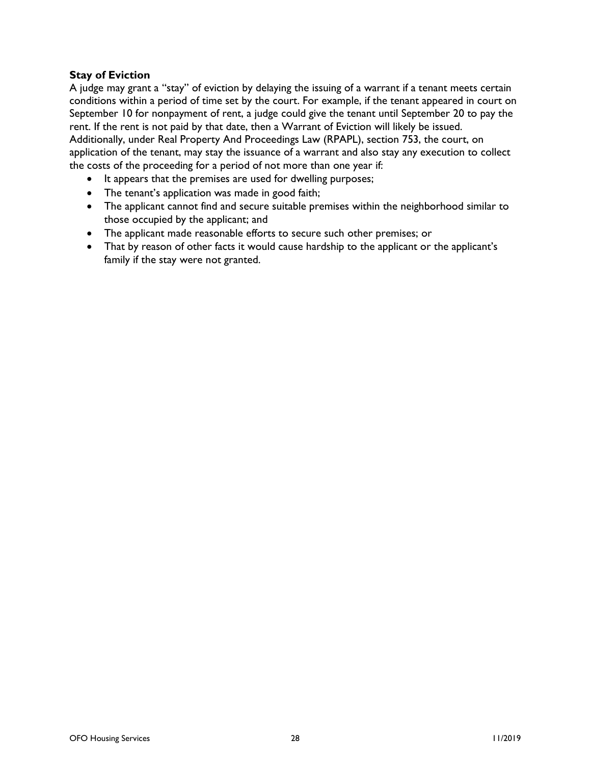**Stay of Eviction**

A judge may grant a "stay" of eviction by delaying the issuing of a warrant if a tenant meets certain conditions within a period of time set by the court. For example, if the tenant appeared in court on September 10 for nonpayment of rent, a judge could give the tenant until September 20 to pay the rent. If the rent is not paid by that date, then a Warrant of Eviction will likely be issued. Additionally, under Real Property And Proceedings Law (RPAPL), section 753, the court, on application of the tenant, may stay the issuance of a warrant and also stay any execution to collect the costs of the proceeding for a period of not more than one year if:

- It appears that the premises are used for dwelling purposes;
- The tenant's application was made in good faith;
- The applicant cannot find and secure suitable premises within the neighborhood similar to those occupied by the applicant; and
- The applicant made reasonable efforts to secure such other premises; or
- That by reason of other facts it would cause hardship to the applicant or the applicant's family if the stay were not granted.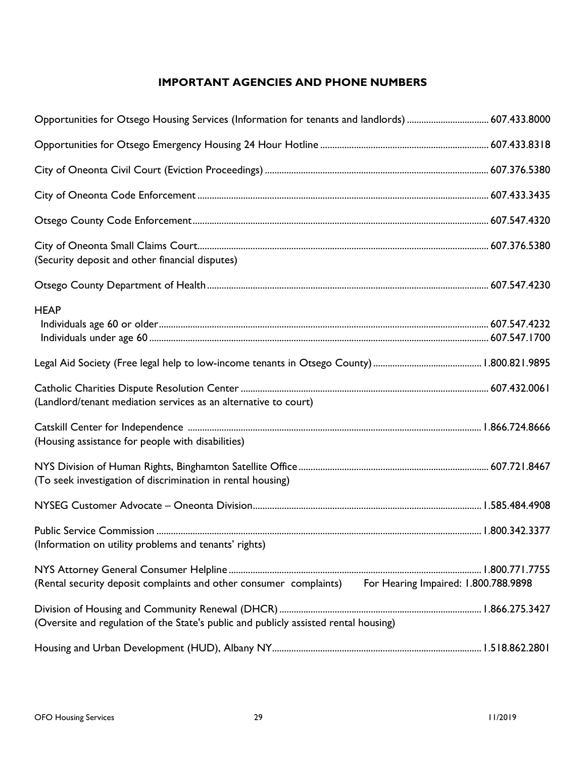# IMPORTANT AGENCIES AND PHONE NUMBERS

Opportunities for Otsego Housing Services (Information for tenants and landlords) ................................. 607.433.8000

Opportunities for Otsego Emergency Housing 24 Hour Hotline ..................................................................... 607.433.8318

City of Oneonta Civil Court (Eviction Proceedings) ........................................................................................... 607.376.5380

City of Oneonta Code Enforcement ...................................................................................................................... 607.433.3435

Otsego County Code Enforcement......................................................................................................................... 607.547.4320

City of Oneonta Small Claims Court....................................................................................................................... 607.376.5380
(Security deposit and other financial disputes)

Otsego County Department of Health .................................................................................................................. 607.547.4230

HEAP
- Individuals age 60 or older........................................................................................................................ 607.547.4232
- Individuals under age 60 ............................................................................................................................ 607.547.1700

Legal Aid Society (Free legal help to low-income tenants in Otsego County) ............................................ 1.800.821.9895

Catholic Charities Dispute Resolution Center ..................................................................................................... 607.432.0061
(Landlord/tenant mediation services as an alternative to court)

Catskill Center for Independence ......................................................................................................................... 1.866.724.8666
(Housing assistance for people with disabilities)

NYS Division of Human Rights, Binghamton Satellite Office ............................................................................ 607.721.8467
(To seek investigation of discrimination in rental housing)

NYSEG Customer Advocate – Oneonta Division............................................................................................. 1.585.484.4908

Public Service Commission ...................................................................................................................................... 1.800.342.3377
(Information on utility problems and tenants' rights)

NYS Attorney General Consumer Helpline ......................................................................................................... 1.800.771.7755
(Rental security deposit complaints and other consumer complaints) For Hearing Impaired: 1.800.788.9898

Division of Housing and Community Renewal (DHCR) ................................................................................... 1.866.275.3427
(Oversite and regulation of the State's public and publicly assisted rental housing)

Housing and Urban Development (HUD), Albany NY...................................................................................... 1.518.862.2801